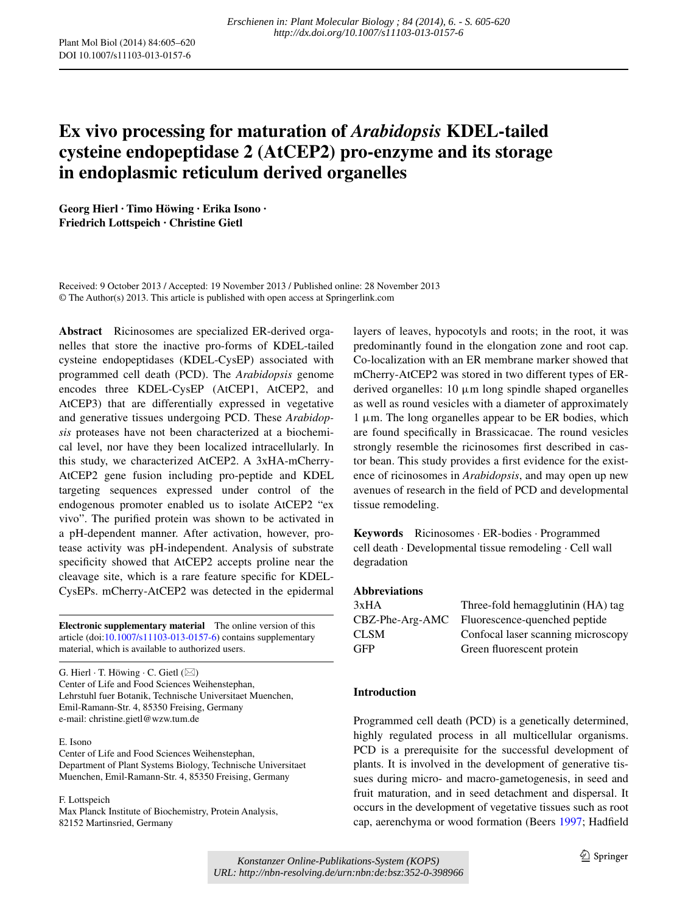Erschienen in: Plant Molecular Biology ; 84 (2014), 6. - S. 605-620
http://dx.doi.org/10.1007/s11103-013-0157-6

# Ex vivo processing for maturation of *Arabidopsis* KDEL-tailed cysteine endopeptidase 2 (AtCEP2) pro-enzyme and its storage in endoplasmic reticulum derived organelles

**Georg Hierl · Timo Höwing · Erika Isono · Friedrich Lottspeich · Christine Gietl**

Received: 9 October 2013 / Accepted: 19 November 2013 / Published online: 28 November 2013
© The Author(s) 2013. This article is published with open access at Springerlink.com

**Abstract** Ricinosomes are specialized ER-derived organelles that store the inactive pro-forms of KDEL-tailed cysteine endopeptidases (KDEL-CysEP) associated with programmed cell death (PCD). The *Arabidopsis* genome encodes three KDEL-CysEP (AtCEP1, AtCEP2, and AtCEP3) that are differentially expressed in vegetative and generative tissues undergoing PCD. These *Arabidopsis* proteases have not been characterized at a biochemical level, nor have they been localized intracellularly. In this study, we characterized AtCEP2. A 3xHA-mCherry-AtCEP2 gene fusion including pro-peptide and KDEL targeting sequences expressed under control of the endogenous promoter enabled us to isolate AtCEP2 "ex vivo". The purified protein was shown to be activated in a pH-dependent manner. After activation, however, protease activity was pH-independent. Analysis of substrate specificity showed that AtCEP2 accepts proline near the cleavage site, which is a rare feature specific for KDEL-CysEPs. mCherry-AtCEP2 was detected in the epidermal layers of leaves, hypocotyls and roots; in the root, it was predominantly found in the elongation zone and root cap. Co-localization with an ER membrane marker showed that mCherry-AtCEP2 was stored in two different types of ER-derived organelles: 10 µm long spindle shaped organelles as well as round vesicles with a diameter of approximately 1 µm. The long organelles appear to be ER bodies, which are found specifically in Brassicacae. The round vesicles strongly resemble the ricinosomes first described in castor bean. This study provides a first evidence for the existence of ricinosomes in *Arabidopsis*, and may open up new avenues of research in the field of PCD and developmental tissue remodeling.

**Keywords** Ricinosomes · ER-bodies · Programmed cell death · Developmental tissue remodeling · Cell wall degradation

**Abbreviations**

| | |
|---|---|
| 3xHA | Three-fold hemagglutinin (HA) tag |
| CBZ-Phe-Arg-AMC | Fluorescence-quenched peptide |
| CLSM | Confocal laser scanning microscopy |
| GFP | Green fluorescent protein |

**Electronic supplementary material** The online version of this article (doi:10.1007/s11103-013-0157-6) contains supplementary material, which is available to authorized users.

G. Hierl · T. Höwing · C. Gietl (✉)
Center of Life and Food Sciences Weihenstephan, Lehrstuhl fuer Botanik, Technische Universitaet Muenchen, Emil-Ramann-Str. 4, 85350 Freising, Germany
e-mail: christine.gietl@wzw.tum.de

E. Isono
Center of Life and Food Sciences Weihenstephan, Department of Plant Systems Biology, Technische Universitaet Muenchen, Emil-Ramann-Str. 4, 85350 Freising, Germany

F. Lottspeich
Max Planck Institute of Biochemistry, Protein Analysis, 82152 Martinsried, Germany

## Introduction

Programmed cell death (PCD) is a genetically determined, highly regulated process in all multicellular organisms. PCD is a prerequisite for the successful development of plants. It is involved in the development of generative tissues during micro- and macro-gametogenesis, in seed and fruit maturation, and in seed detachment and dispersal. It occurs in the development of vegetative tissues such as root cap, aerenchyma or wood formation (Beers 1997; Hadfield

Konstanzer Online-Publikations-System (KOPS)
URL: http://nbn-resolving.de/urn:nbn:de:bsz:352-0-398966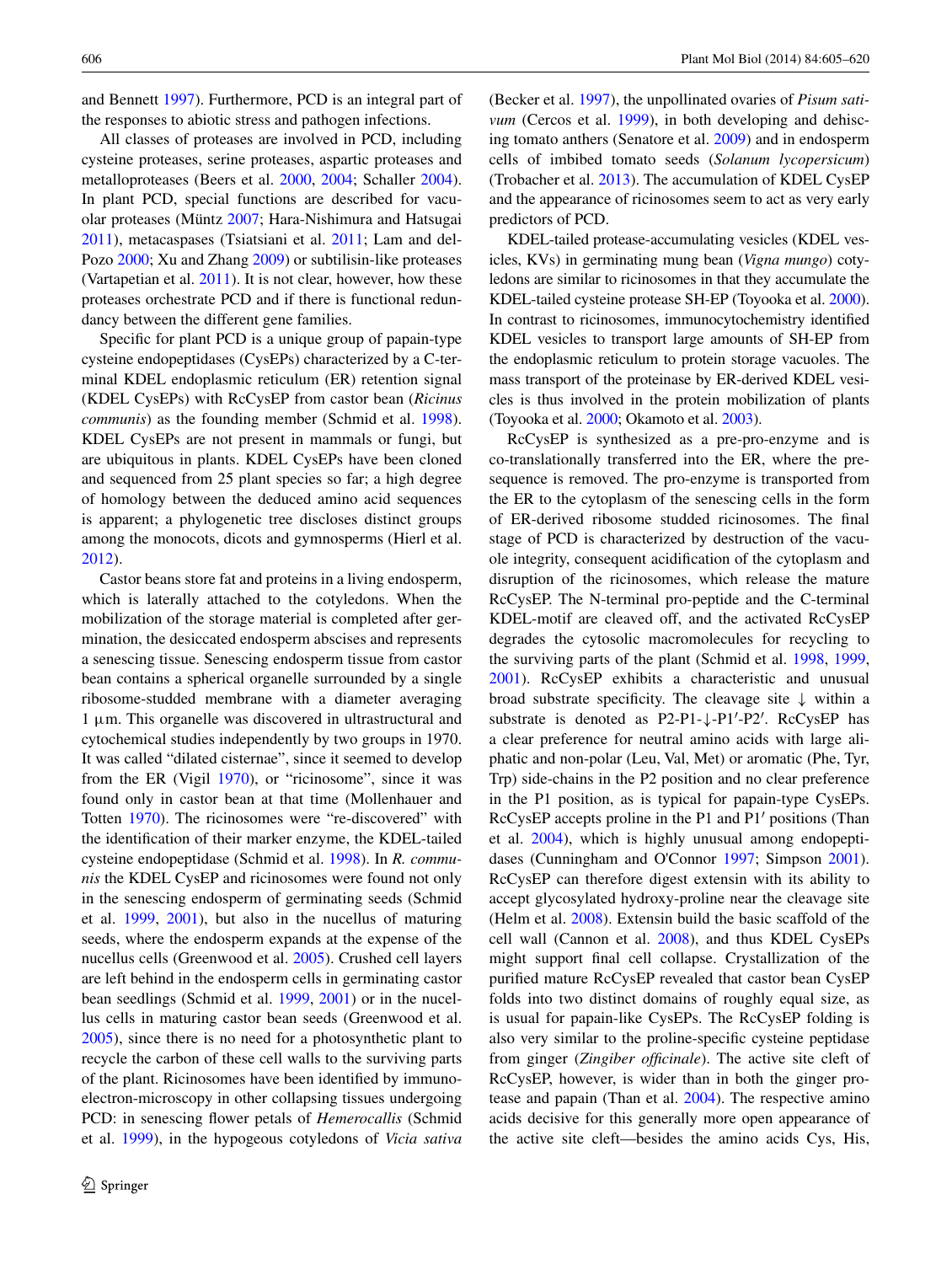and Bennett 1997). Furthermore, PCD is an integral part of the responses to abiotic stress and pathogen infections.

All classes of proteases are involved in PCD, including cysteine proteases, serine proteases, aspartic proteases and metalloproteases (Beers et al. 2000, 2004; Schaller 2004). In plant PCD, special functions are described for vacuolar proteases (Müntz 2007; Hara-Nishimura and Hatsugai 2011), metacaspases (Tsiatsiani et al. 2011; Lam and del-Pozo 2000; Xu and Zhang 2009) or subtilisin-like proteases (Vartapetian et al. 2011). It is not clear, however, how these proteases orchestrate PCD and if there is functional redundancy between the different gene families.

Specific for plant PCD is a unique group of papain-type cysteine endopeptidases (CysEPs) characterized by a C-terminal KDEL endoplasmic reticulum (ER) retention signal (KDEL CysEPs) with RcCysEP from castor bean (*Ricinus communis*) as the founding member (Schmid et al. 1998). KDEL CysEPs are not present in mammals or fungi, but are ubiquitous in plants. KDEL CysEPs have been cloned and sequenced from 25 plant species so far; a high degree of homology between the deduced amino acid sequences is apparent; a phylogenetic tree discloses distinct groups among the monocots, dicots and gymnosperms (Hierl et al. 2012).

Castor beans store fat and proteins in a living endosperm, which is laterally attached to the cotyledons. When the mobilization of the storage material is completed after germination, the desiccated endosperm abscises and represents a senescing tissue. Senescing endosperm tissue from castor bean contains a spherical organelle surrounded by a single ribosome-studded membrane with a diameter averaging 1 µm. This organelle was discovered in ultrastructural and cytochemical studies independently by two groups in 1970. It was called "dilated cisternae", since it seemed to develop from the ER (Vigil 1970), or "ricinosome", since it was found only in castor bean at that time (Mollenhauer and Totten 1970). The ricinosomes were "re-discovered" with the identification of their marker enzyme, the KDEL-tailed cysteine endopeptidase (Schmid et al. 1998). In *R. communis* the KDEL CysEP and ricinosomes were found not only in the senescing endosperm of germinating seeds (Schmid et al. 1999, 2001), but also in the nucellus of maturing seeds, where the endosperm expands at the expense of the nucellus cells (Greenwood et al. 2005). Crushed cell layers are left behind in the endosperm cells in germinating castor bean seedlings (Schmid et al. 1999, 2001) or in the nucellus cells in maturing castor bean seeds (Greenwood et al. 2005), since there is no need for a photosynthetic plant to recycle the carbon of these cell walls to the surviving parts of the plant. Ricinosomes have been identified by immuno-electron-microscopy in other collapsing tissues undergoing PCD: in senescing flower petals of *Hemerocallis* (Schmid et al. 1999), in the hypogeous cotyledons of *Vicia sativa* (Becker et al. 1997), the unpollinated ovaries of *Pisum sativum* (Cercos et al. 1999), in both developing and dehiscing tomato anthers (Senatore et al. 2009) and in endosperm cells of imbibed tomato seeds (*Solanum lycopersicum*) (Trobacher et al. 2013). The accumulation of KDEL CysEP and the appearance of ricinosomes seem to act as very early predictors of PCD.

KDEL-tailed protease-accumulating vesicles (KDEL vesicles, KVs) in germinating mung bean (*Vigna mungo*) cotyledons are similar to ricinosomes in that they accumulate the KDEL-tailed cysteine protease SH-EP (Toyooka et al. 2000). In contrast to ricinosomes, immunocytochemistry identified KDEL vesicles to transport large amounts of SH-EP from the endoplasmic reticulum to protein storage vacuoles. The mass transport of the proteinase by ER-derived KDEL vesicles is thus involved in the protein mobilization of plants (Toyooka et al. 2000; Okamoto et al. 2003).

RcCysEP is synthesized as a pre-pro-enzyme and is co-translationally transferred into the ER, where the pre-sequence is removed. The pro-enzyme is transported from the ER to the cytoplasm of the senescing cells in the form of ER-derived ribosome studded ricinosomes. The final stage of PCD is characterized by destruction of the vacuole integrity, consequent acidification of the cytoplasm and disruption of the ricinosomes, which release the mature RcCysEP. The N-terminal pro-peptide and the C-terminal KDEL-motif are cleaved off, and the activated RcCysEP degrades the cytosolic macromolecules for recycling to the surviving parts of the plant (Schmid et al. 1998, 1999, 2001). RcCysEP exhibits a characteristic and unusual broad substrate specificity. The cleavage site ↓ within a substrate is denoted as P2-P1-↓-P1′-P2′. RcCysEP has a clear preference for neutral amino acids with large aliphatic and non-polar (Leu, Val, Met) or aromatic (Phe, Tyr, Trp) side-chains in the P2 position and no clear preference in the P1 position, as is typical for papain-type CysEPs. RcCysEP accepts proline in the P1 and P1′ positions (Than et al. 2004), which is highly unusual among endopeptidases (Cunningham and O'Connor 1997; Simpson 2001). RcCysEP can therefore digest extensin with its ability to accept glycosylated hydroxy-proline near the cleavage site (Helm et al. 2008). Extensin build the basic scaffold of the cell wall (Cannon et al. 2008), and thus KDEL CysEPs might support final cell collapse. Crystallization of the purified mature RcCysEP revealed that castor bean CysEP folds into two distinct domains of roughly equal size, as is usual for papain-like CysEPs. The RcCysEP folding is also very similar to the proline-specific cysteine peptidase from ginger (*Zingiber officinale*). The active site cleft of RcCysEP, however, is wider than in both the ginger protease and papain (Than et al. 2004). The respective amino acids decisive for this generally more open appearance of the active site cleft—besides the amino acids Cys, His,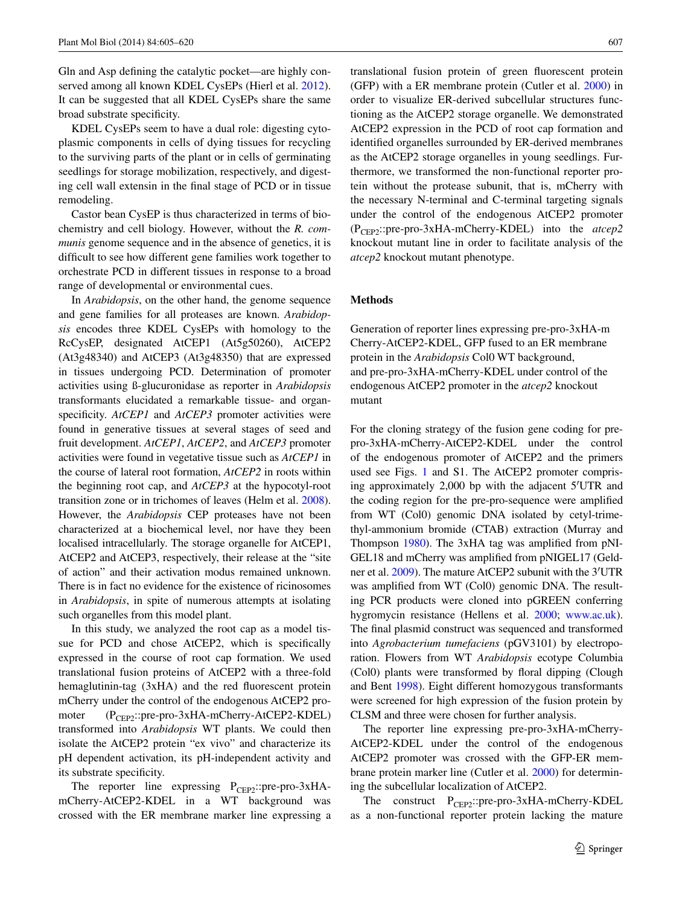Gln and Asp defining the catalytic pocket—are highly conserved among all known KDEL CysEPs (Hierl et al. 2012). It can be suggested that all KDEL CysEPs share the same broad substrate specificity.

KDEL CysEPs seem to have a dual role: digesting cytoplasmic components in cells of dying tissues for recycling to the surviving parts of the plant or in cells of germinating seedlings for storage mobilization, respectively, and digesting cell wall extensin in the final stage of PCD or in tissue remodeling.

Castor bean CysEP is thus characterized in terms of biochemistry and cell biology. However, without the *R. communis* genome sequence and in the absence of genetics, it is difficult to see how different gene families work together to orchestrate PCD in different tissues in response to a broad range of developmental or environmental cues.

In *Arabidopsis*, on the other hand, the genome sequence and gene families for all proteases are known. *Arabidopsis* encodes three KDEL CysEPs with homology to the RcCysEP, designated AtCEP1 (At5g50260), AtCEP2 (At3g48340) and AtCEP3 (At3g48350) that are expressed in tissues undergoing PCD. Determination of promoter activities using ß-glucuronidase as reporter in *Arabidopsis* transformants elucidated a remarkable tissue- and organ-specificity. *AtCEP1* and *AtCEP3* promoter activities were found in generative tissues at several stages of seed and fruit development. *AtCEP1*, *AtCEP2*, and *AtCEP3* promoter activities were found in vegetative tissue such as *AtCEP1* in the course of lateral root formation, *AtCEP2* in roots within the beginning root cap, and *AtCEP3* at the hypocotyl-root transition zone or in trichomes of leaves (Helm et al. 2008). However, the *Arabidopsis* CEP proteases have not been characterized at a biochemical level, nor have they been localised intracellularly. The storage organelle for AtCEP1, AtCEP2 and AtCEP3, respectively, their release at the "site of action" and their activation modus remained unknown. There is in fact no evidence for the existence of ricinosomes in *Arabidopsis*, in spite of numerous attempts at isolating such organelles from this model plant.

In this study, we analyzed the root cap as a model tissue for PCD and chose AtCEP2, which is specifically expressed in the course of root cap formation. We used translational fusion proteins of AtCEP2 with a three-fold hemaglutinin-tag (3xHA) and the red fluorescent protein mCherry under the control of the endogenous AtCEP2 promoter ($P_{CEP2}$::pre-pro-3xHA-mCherry-AtCEP2-KDEL) transformed into *Arabidopsis* WT plants. We could then isolate the AtCEP2 protein "ex vivo" and characterize its pH dependent activation, its pH-independent activity and its substrate specificity.

The reporter line expressing $P_{CEP2}$::pre-pro-3xHA-mCherry-AtCEP2-KDEL in a WT background was crossed with the ER membrane marker line expressing a translational fusion protein of green fluorescent protein (GFP) with a ER membrane protein (Cutler et al. 2000) in order to visualize ER-derived subcellular structures functioning as the AtCEP2 storage organelle. We demonstrated AtCEP2 expression in the PCD of root cap formation and identified organelles surrounded by ER-derived membranes as the AtCEP2 storage organelles in young seedlings. Furthermore, we transformed the non-functional reporter protein without the protease subunit, that is, mCherry with the necessary N-terminal and C-terminal targeting signals under the control of the endogenous AtCEP2 promoter ($P_{CEP2}$::pre-pro-3xHA-mCherry-KDEL) into the *atcep2* knockout mutant line in order to facilitate analysis of the *atcep2* knockout mutant phenotype.

## Methods

### Generation of reporter lines expressing pre-pro-3xHA-mCherry-AtCEP2-KDEL, GFP fused to an ER membrane protein in the *Arabidopsis* Col0 WT background, and pre-pro-3xHA-mCherry-KDEL under control of the endogenous AtCEP2 promoter in the *atcep2* knockout mutant

For the cloning strategy of the fusion gene coding for pre-pro-3xHA-mCherry-AtCEP2-KDEL under the control of the endogenous promoter of AtCEP2 and the primers used see Figs. 1 and S1. The AtCEP2 promoter comprising approximately 2,000 bp with the adjacent 5′UTR and the coding region for the pre-pro-sequence were amplified from WT (Col0) genomic DNA isolated by cetyl-trimethyl-ammonium bromide (CTAB) extraction (Murray and Thompson 1980). The 3xHA tag was amplified from pNIGEL18 and mCherry was amplified from pNIGEL17 (Geldner et al. 2009). The mature AtCEP2 subunit with the 3′UTR was amplified from WT (Col0) genomic DNA. The resulting PCR products were cloned into pGREEN conferring hygromycin resistance (Hellens et al. 2000; www.ac.uk). The final plasmid construct was sequenced and transformed into *Agrobacterium tumefaciens* (pGV3101) by electroporation. Flowers from WT *Arabidopsis* ecotype Columbia (Col0) plants were transformed by floral dipping (Clough and Bent 1998). Eight different homozygous transformants were screened for high expression of the fusion protein by CLSM and three were chosen for further analysis.

The reporter line expressing pre-pro-3xHA-mCherry-AtCEP2-KDEL under the control of the endogenous AtCEP2 promoter was crossed with the GFP-ER membrane protein marker line (Cutler et al. 2000) for determining the subcellular localization of AtCEP2.

The construct $P_{CEP2}$::pre-pro-3xHA-mCherry-KDEL as a non-functional reporter protein lacking the mature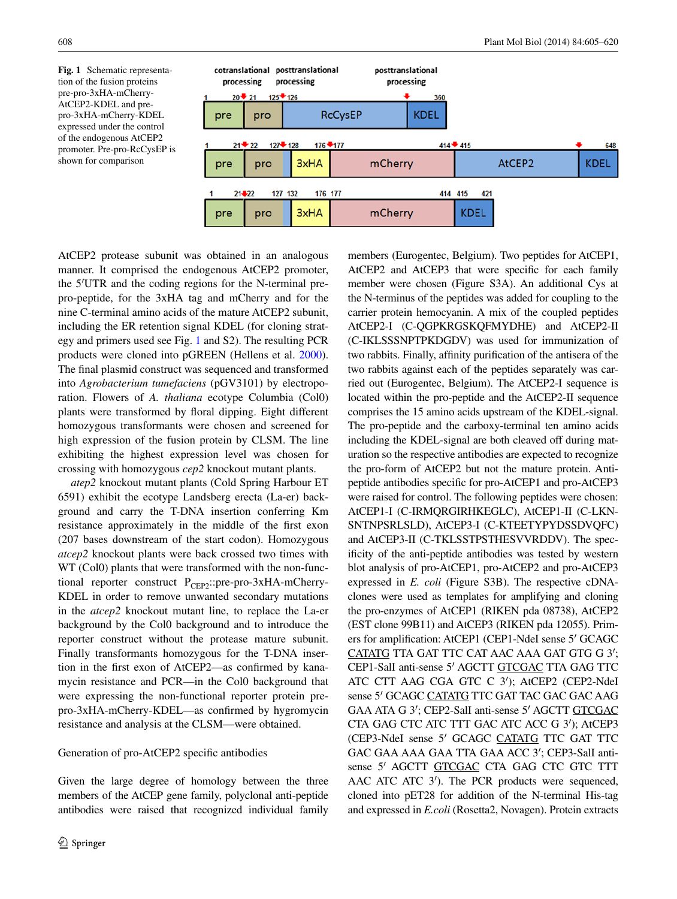**Fig. 1** Schematic representation of the fusion proteins pre-pro-3xHA-mCherry-AtCEP2-KDEL and pre-pro-3xHA-mCherry-KDEL expressed under the control of the endogenous AtCEP2 promoter. Pre-pro-RcCysEP is shown for comparison

AtCEP2 protease subunit was obtained in an analogous manner. It comprised the endogenous AtCEP2 promoter, the 5′UTR and the coding regions for the N-terminal pre-pro-peptide, for the 3xHA tag and mCherry and for the nine C-terminal amino acids of the mature AtCEP2 subunit, including the ER retention signal KDEL (for cloning strategy and primers used see Fig. 1 and S2). The resulting PCR products were cloned into pGREEN (Hellens et al. 2000). The final plasmid construct was sequenced and transformed into *Agrobacterium tumefaciens* (pGV3101) by electroporation. Flowers of *A. thaliana* ecotype Columbia (Col0) plants were transformed by floral dipping. Eight different homozygous transformants were chosen and screened for high expression of the fusion protein by CLSM. The line exhibiting the highest expression level was chosen for crossing with homozygous *cep2* knockout mutant plants.

*atep2* knockout mutant plants (Cold Spring Harbour ET 6591) exhibit the ecotype Landsberg erecta (La-er) background and carry the T-DNA insertion conferring Km resistance approximately in the middle of the first exon (207 bases downstream of the start codon). Homozygous *atcep2* knockout plants were back crossed two times with WT (Col0) plants that were transformed with the non-functional reporter construct $P_{CEP2}$::pre-pro-3xHA-mCherry-KDEL in order to remove unwanted secondary mutations in the *atcep2* knockout mutant line, to replace the La-er background by the Col0 background and to introduce the reporter construct without the protease mature subunit. Finally transformants homozygous for the T-DNA insertion in the first exon of AtCEP2—as confirmed by kanamycin resistance and PCR—in the Col0 background that were expressing the non-functional reporter protein pre-pro-3xHA-mCherry-KDEL—as confirmed by hygromycin resistance and analysis at the CLSM—were obtained.

### Generation of pro-AtCEP2 specific antibodies

Given the large degree of homology between the three members of the AtCEP gene family, polyclonal anti-peptide antibodies were raised that recognized individual family members (Eurogentec, Belgium). Two peptides for AtCEP1, AtCEP2 and AtCEP3 that were specific for each family member were chosen (Figure S3A). An additional Cys at the N-terminus of the peptides was added for coupling to the carrier protein hemocyanin. A mix of the coupled peptides AtCEP2-I (C-QGPKRGSKQFMYDHE) and AtCEP2-II (C-IKLSSSNPTPKDGDV) was used for immunization of two rabbits. Finally, affinity purification of the antisera of the two rabbits against each of the peptides separately was carried out (Eurogentec, Belgium). The AtCEP2-I sequence is located within the pro-peptide and the AtCEP2-II sequence comprises the 15 amino acids upstream of the KDEL-signal. The pro-peptide and the carboxy-terminal ten amino acids including the KDEL-signal are both cleaved off during maturation so the respective antibodies are expected to recognize the pro-form of AtCEP2 but not the mature protein. Anti-peptide antibodies specific for pro-AtCEP1 and pro-AtCEP3 were raised for control. The following peptides were chosen: AtCEP1-I (C-IRMQRGIRHKEGLC), AtCEP1-II (C-LKN-SNTNPSRLSLD), AtCEP3-I (C-KTEETYPYDSSDVQFC) and AtCEP3-II (C-TKLSSTPSTHESVVRDDV). The specificity of the anti-peptide antibodies was tested by western blot analysis of pro-AtCEP1, pro-AtCEP2 and pro-AtCEP3 expressed in *E. coli* (Figure S3B). The respective cDNA-clones were used as templates for amplifying and cloning the pro-enzymes of AtCEP1 (RIKEN pda 08738), AtCEP2 (EST clone 99B11) and AtCEP3 (RIKEN pda 12055). Primers for amplification: AtCEP1 (CEP1-NdeI sense 5′ GCAGC CATATG TTA GAT TTC CAT AAC AAA GAT GTG G 3′; CEP1-SalI anti-sense 5′ AGCTT GTCGAC TTA GAG TTC ATC CTT AAG CGA GTC C 3′); AtCEP2 (CEP2-NdeI sense 5′ GCAGC CATATG TTC GAT TAC GAC GAC AAG GAA ATA G 3′; CEP2-SalI anti-sense 5′ AGCTT GTCGAC CTA GAG CTC ATC TTT GAC ATC ACC G 3′); AtCEP3 (CEP3-NdeI sense 5′ GCAGC CATATG TTC GAT TTC GAC GAA AAA GAA TTA GAA ACC 3′; CEP3-SalI anti-sense 5′ AGCTT GTCGAC CTA GAG CTC GTC TTT AAC ATC ATC 3′). The PCR products were sequenced, cloned into pET28 for addition of the N-terminal His-tag and expressed in *E.coli* (Rosetta2, Novagen). Protein extracts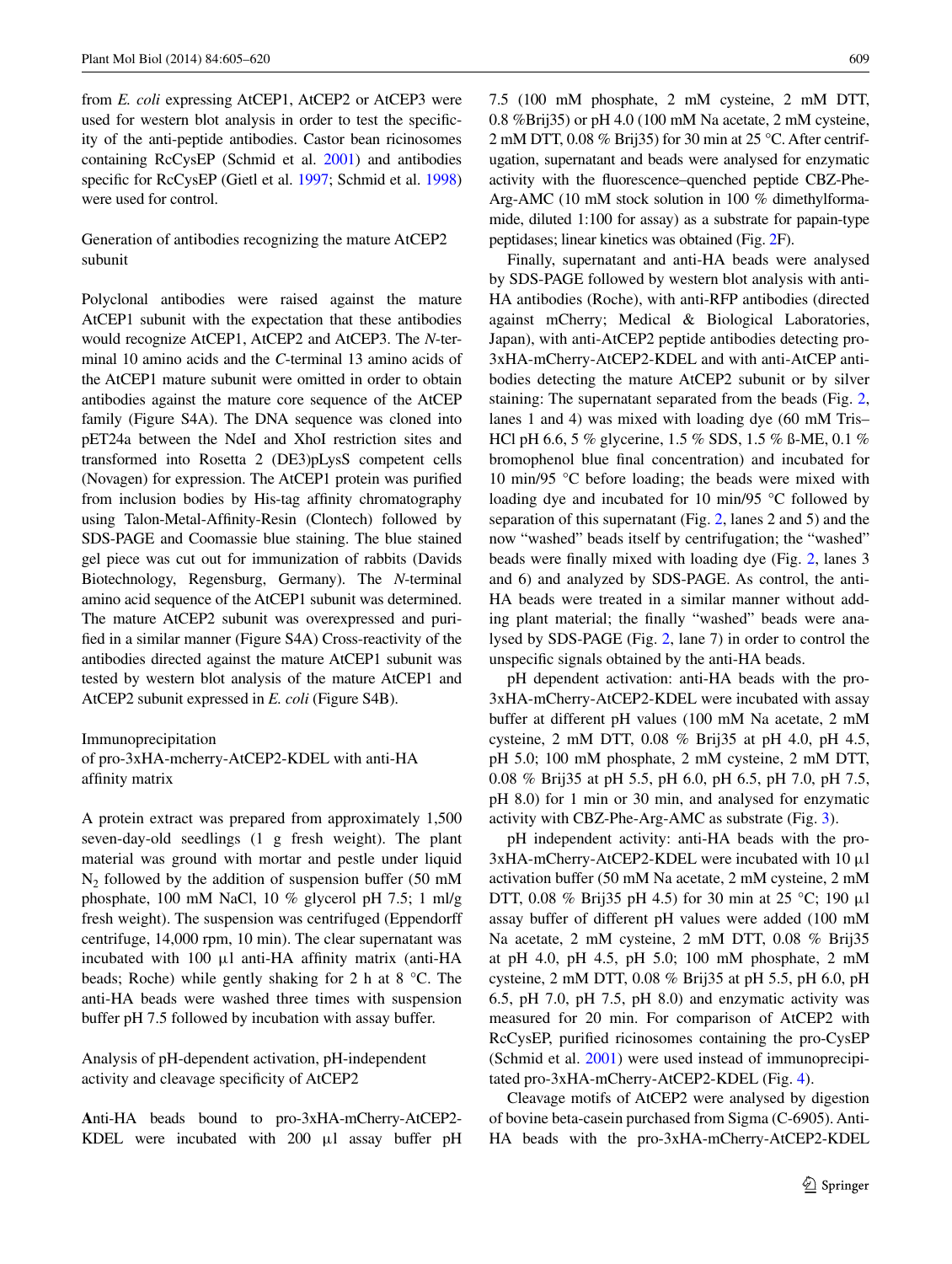from *E. coli* expressing AtCEP1, AtCEP2 or AtCEP3 were used for western blot analysis in order to test the specificity of the anti-peptide antibodies. Castor bean ricinosomes containing RcCysEP (Schmid et al. 2001) and antibodies specific for RcCysEP (Gietl et al. 1997; Schmid et al. 1998) were used for control.

### Generation of antibodies recognizing the mature AtCEP2 subunit

Polyclonal antibodies were raised against the mature AtCEP1 subunit with the expectation that these antibodies would recognize AtCEP1, AtCEP2 and AtCEP3. The *N*-terminal 10 amino acids and the *C*-terminal 13 amino acids of the AtCEP1 mature subunit were omitted in order to obtain antibodies against the mature core sequence of the AtCEP family (Figure S4A). The DNA sequence was cloned into pET24a between the NdeI and XhoI restriction sites and transformed into Rosetta 2 (DE3)pLysS competent cells (Novagen) for expression. The AtCEP1 protein was purified from inclusion bodies by His-tag affinity chromatography using Talon-Metal-Affinity-Resin (Clontech) followed by SDS-PAGE and Coomassie blue staining. The blue stained gel piece was cut out for immunization of rabbits (Davids Biotechnology, Regensburg, Germany). The *N*-terminal amino acid sequence of the AtCEP1 subunit was determined. The mature AtCEP2 subunit was overexpressed and purified in a similar manner (Figure S4A) Cross-reactivity of the antibodies directed against the mature AtCEP1 subunit was tested by western blot analysis of the mature AtCEP1 and AtCEP2 subunit expressed in *E. coli* (Figure S4B).

### Immunoprecipitation of pro-3xHA-mcherry-AtCEP2-KDEL with anti-HA affinity matrix

A protein extract was prepared from approximately 1,500 seven-day-old seedlings (1 g fresh weight). The plant material was ground with mortar and pestle under liquid $N_2$ followed by the addition of suspension buffer (50 mM phosphate, 100 mM NaCl, 10 % glycerol pH 7.5; 1 ml/g fresh weight). The suspension was centrifuged (Eppendorff centrifuge, 14,000 rpm, 10 min). The clear supernatant was incubated with 100 µl anti-HA affinity matrix (anti-HA beads; Roche) while gently shaking for 2 h at 8 °C. The anti-HA beads were washed three times with suspension buffer pH 7.5 followed by incubation with assay buffer.

### Analysis of pH-dependent activation, pH-independent activity and cleavage specificity of AtCEP2

**A**nti-HA beads bound to pro-3xHA-mCherry-AtCEP2-KDEL were incubated with 200 µl assay buffer pH 7.5 (100 mM phosphate, 2 mM cysteine, 2 mM DTT, 0.8 %Brij35) or pH 4.0 (100 mM Na acetate, 2 mM cysteine, 2 mM DTT, 0.08 % Brij35) for 30 min at 25 °C. After centrifugation, supernatant and beads were analysed for enzymatic activity with the fluorescence–quenched peptide CBZ-Phe-Arg-AMC (10 mM stock solution in 100 % dimethylformamide, diluted 1:100 for assay) as a substrate for papain-type peptidases; linear kinetics was obtained (Fig. 2F).

Finally, supernatant and anti-HA beads were analysed by SDS-PAGE followed by western blot analysis with anti-HA antibodies (Roche), with anti-RFP antibodies (directed against mCherry; Medical & Biological Laboratories, Japan), with anti-AtCEP2 peptide antibodies detecting pro-3xHA-mCherry-AtCEP2-KDEL and with anti-AtCEP antibodies detecting the mature AtCEP2 subunit or by silver staining: The supernatant separated from the beads (Fig. 2, lanes 1 and 4) was mixed with loading dye (60 mM Tris–HCl pH 6.6, 5 % glycerine, 1.5 % SDS, 1.5 % ß-ME, 0.1 % bromophenol blue final concentration) and incubated for 10 min/95 °C before loading; the beads were mixed with loading dye and incubated for 10 min/95 °C followed by separation of this supernatant (Fig. 2, lanes 2 and 5) and the now “washed” beads itself by centrifugation; the “washed” beads were finally mixed with loading dye (Fig. 2, lanes 3 and 6) and analyzed by SDS-PAGE. As control, the anti-HA beads were treated in a similar manner without adding plant material; the finally “washed” beads were analysed by SDS-PAGE (Fig. 2, lane 7) in order to control the unspecific signals obtained by the anti-HA beads.

pH dependent activation: anti-HA beads with the pro-3xHA-mCherry-AtCEP2-KDEL were incubated with assay buffer at different pH values (100 mM Na acetate, 2 mM cysteine, 2 mM DTT, 0.08 % Brij35 at pH 4.0, pH 4.5, pH 5.0; 100 mM phosphate, 2 mM cysteine, 2 mM DTT, 0.08 % Brij35 at pH 5.5, pH 6.0, pH 6.5, pH 7.0, pH 7.5, pH 8.0) for 1 min or 30 min, and analysed for enzymatic activity with CBZ-Phe-Arg-AMC as substrate (Fig. 3).

pH independent activity: anti-HA beads with the pro-3xHA-mCherry-AtCEP2-KDEL were incubated with 10 µl activation buffer (50 mM Na acetate, 2 mM cysteine, 2 mM DTT, 0.08 % Brij35 pH 4.5) for 30 min at 25 °C; 190 µl assay buffer of different pH values were added (100 mM Na acetate, 2 mM cysteine, 2 mM DTT, 0.08 % Brij35 at pH 4.0, pH 4.5, pH 5.0; 100 mM phosphate, 2 mM cysteine, 2 mM DTT, 0.08 % Brij35 at pH 5.5, pH 6.0, pH 6.5, pH 7.0, pH 7.5, pH 8.0) and enzymatic activity was measured for 20 min. For comparison of AtCEP2 with RcCysEP, purified ricinosomes containing the pro-CysEP (Schmid et al. 2001) were used instead of immunoprecipitated pro-3xHA-mCherry-AtCEP2-KDEL (Fig. 4).

Cleavage motifs of AtCEP2 were analysed by digestion of bovine beta-casein purchased from Sigma (C-6905). Anti-HA beads with the pro-3xHA-mCherry-AtCEP2-KDEL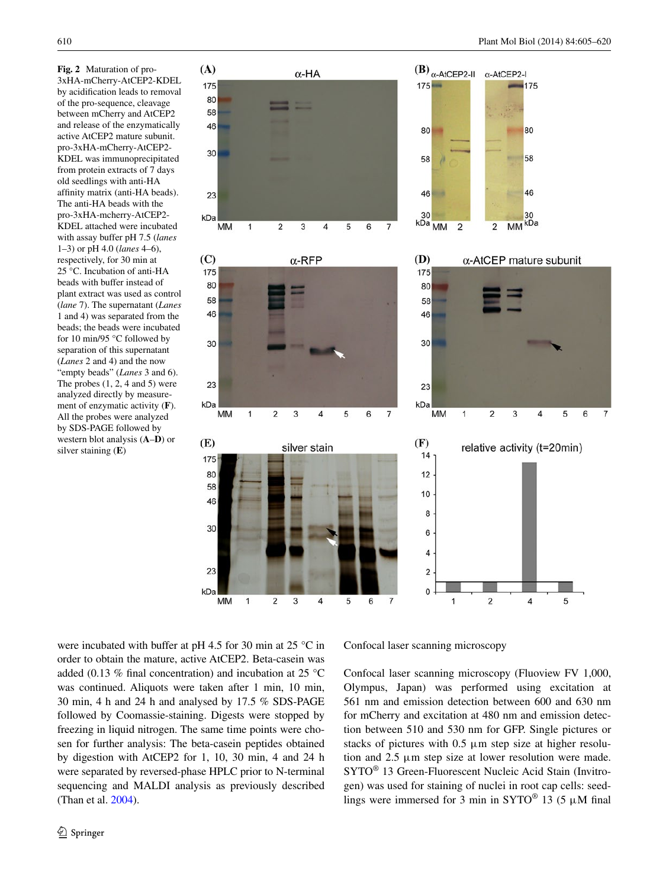**Fig. 2** Maturation of pro-3xHA-mCherry-AtCEP2-KDEL by acidification leads to removal of the pro-sequence, cleavage between mCherry and AtCEP2 and release of the enzymatically active AtCEP2 mature subunit. pro-3xHA-mCherry-AtCEP2-KDEL was immunoprecipitated from protein extracts of 7 days old seedlings with anti-HA affinity matrix (anti-HA beads). The anti-HA beads with the pro-3xHA-mcherry-AtCEP2-KDEL attached were incubated with assay buffer pH 7.5 (*lanes* 1–3) or pH 4.0 (*lanes* 4–6), respectively, for 30 min at 25 °C. Incubation of anti-HA beads with buffer instead of plant extract was used as control (*lane* 7). The supernatant (*Lanes* 1 and 4) was separated from the beads; the beads were incubated for 10 min/95 °C followed by separation of this supernatant (*Lanes* 2 and 4) and the now "empty beads" (*Lanes* 3 and 6). The probes (1, 2, 4 and 5) were analyzed directly by measurement of enzymatic activity (**F**). All the probes were analyzed by SDS-PAGE followed by western blot analysis (**A**–**D**) or silver staining (**E**)

were incubated with buffer at pH 4.5 for 30 min at 25 °C in order to obtain the mature, active AtCEP2. Beta-casein was added (0.13 % final concentration) and incubation at 25 °C was continued. Aliquots were taken after 1 min, 10 min, 30 min, 4 h and 24 h and analysed by 17.5 % SDS-PAGE followed by Coomassie-staining. Digests were stopped by freezing in liquid nitrogen. The same time points were chosen for further analysis: The beta-casein peptides obtained by digestion with AtCEP2 for 1, 10, 30 min, 4 and 24 h were separated by reversed-phase HPLC prior to N-terminal sequencing and MALDI analysis as previously described (Than et al. 2004).

Confocal laser scanning microscopy

Confocal laser scanning microscopy (Fluoview FV 1,000, Olympus, Japan) was performed using excitation at 561 nm and emission detection between 600 and 630 nm for mCherry and excitation at 480 nm and emission detection between 510 and 530 nm for GFP. Single pictures or stacks of pictures with 0.5 µm step size at higher resolution and 2.5 µm step size at lower resolution were made. SYTO® 13 Green-Fluorescent Nucleic Acid Stain (Invitrogen) was used for staining of nuclei in root cap cells: seedlings were immersed for 3 min in SYTO® 13 (5 µM final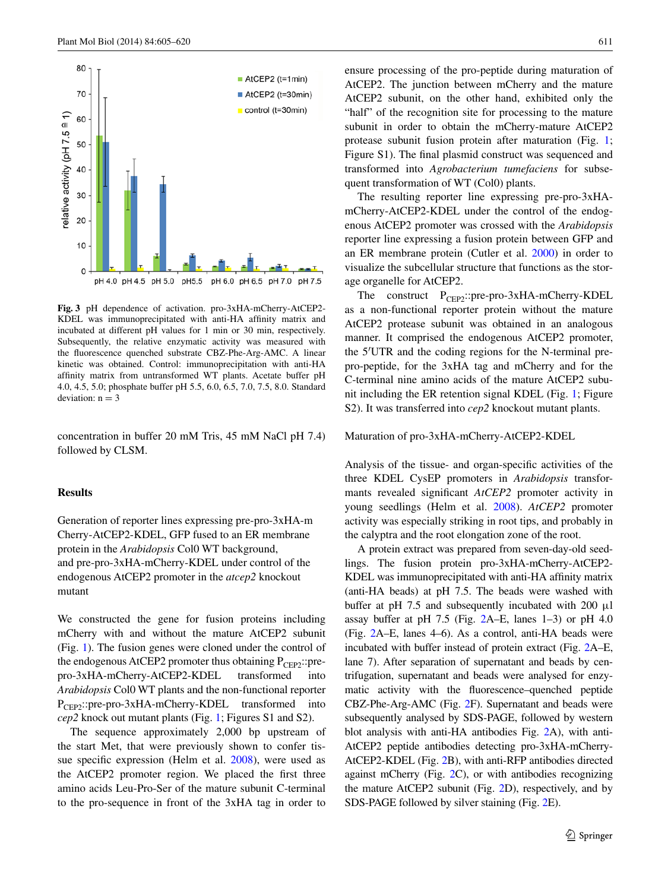**Fig. 3** pH dependence of activation. pro-3xHA-mCherry-AtCEP2-KDEL was immunoprecipitated with anti-HA affinity matrix and incubated at different pH values for 1 min or 30 min, respectively. Subsequently, the relative enzymatic activity was measured with the fluorescence quenched substrate CBZ-Phe-Arg-AMC. A linear kinetic was obtained. Control: immunoprecipitation with anti-HA affinity matrix from untransformed WT plants. Acetate buffer pH 4.0, 4.5, 5.0; phosphate buffer pH 5.5, 6.0, 6.5, 7.0, 7.5, 8.0. Standard deviation: n = 3

concentration in buffer 20 mM Tris, 45 mM NaCl pH 7.4) followed by CLSM.

## Results

### Generation of reporter lines expressing pre-pro-3xHA-mCherry-AtCEP2-KDEL, GFP fused to an ER membrane protein in the *Arabidopsis* Col0 WT background, and pre-pro-3xHA-mCherry-KDEL under control of the endogenous AtCEP2 promoter in the *atcep2* knockout mutant

We constructed the gene for fusion proteins including mCherry with and without the mature AtCEP2 subunit (Fig. 1). The fusion genes were cloned under the control of the endogenous AtCEP2 promoter thus obtaining $P_{CEP2}$::pre-pro-3xHA-mCherry-AtCEP2-KDEL transformed into *Arabidopsis* Col0 WT plants and the non-functional reporter $P_{CEP2}$::pre-pro-3xHA-mCherry-KDEL transformed into *cep2* knock out mutant plants (Fig. 1; Figures S1 and S2).

The sequence approximately 2,000 bp upstream of the start Met, that were previously shown to confer tissue specific expression (Helm et al. 2008), were used as the AtCEP2 promoter region. We placed the first three amino acids Leu-Pro-Ser of the mature subunit C-terminal to the pro-sequence in front of the 3xHA tag in order to ensure processing of the pro-peptide during maturation of AtCEP2. The junction between mCherry and the mature AtCEP2 subunit, on the other hand, exhibited only the "half" of the recognition site for processing to the mature subunit in order to obtain the mCherry-mature AtCEP2 protease subunit fusion protein after maturation (Fig. 1; Figure S1). The final plasmid construct was sequenced and transformed into *Agrobacterium tumefaciens* for subsequent transformation of WT (Col0) plants.

The resulting reporter line expressing pre-pro-3xHA-mCherry-AtCEP2-KDEL under the control of the endogenous AtCEP2 promoter was crossed with the *Arabidopsis* reporter line expressing a fusion protein between GFP and an ER membrane protein (Cutler et al. 2000) in order to visualize the subcellular structure that functions as the storage organelle for AtCEP2.

The construct $P_{CEP2}$::pre-pro-3xHA-mCherry-KDEL as a non-functional reporter protein without the mature AtCEP2 protease subunit was obtained in an analogous manner. It comprised the endogenous AtCEP2 promoter, the 5′UTR and the coding regions for the N-terminal pre-pro-peptide, for the 3xHA tag and mCherry and for the C-terminal nine amino acids of the mature AtCEP2 subunit including the ER retention signal KDEL (Fig. 1; Figure S2). It was transferred into *cep2* knockout mutant plants.

### Maturation of pro-3xHA-mCherry-AtCEP2-KDEL

Analysis of the tissue- and organ-specific activities of the three KDEL CysEP promoters in *Arabidopsis* transformants revealed significant *AtCEP2* promoter activity in young seedlings (Helm et al. 2008). *AtCEP2* promoter activity was especially striking in root tips, and probably in the calyptra and the root elongation zone of the root.

A protein extract was prepared from seven-day-old seedlings. The fusion protein pro-3xHA-mCherry-AtCEP2-KDEL was immunoprecipitated with anti-HA affinity matrix (anti-HA beads) at pH 7.5. The beads were washed with buffer at pH 7.5 and subsequently incubated with 200 µl assay buffer at pH 7.5 (Fig. 2A–E, lanes 1–3) or pH 4.0 (Fig. 2A–E, lanes 4–6). As a control, anti-HA beads were incubated with buffer instead of protein extract (Fig. 2A–E, lane 7). After separation of supernatant and beads by centrifugation, supernatant and beads were analysed for enzymatic activity with the fluorescence–quenched peptide CBZ-Phe-Arg-AMC (Fig. 2F). Supernatant and beads were subsequently analysed by SDS-PAGE, followed by western blot analysis with anti-HA antibodies Fig. 2A), with anti-AtCEP2 peptide antibodies detecting pro-3xHA-mCherry-AtCEP2-KDEL (Fig. 2B), with anti-RFP antibodies directed against mCherry (Fig. 2C), or with antibodies recognizing the mature AtCEP2 subunit (Fig. 2D), respectively, and by SDS-PAGE followed by silver staining (Fig. 2E).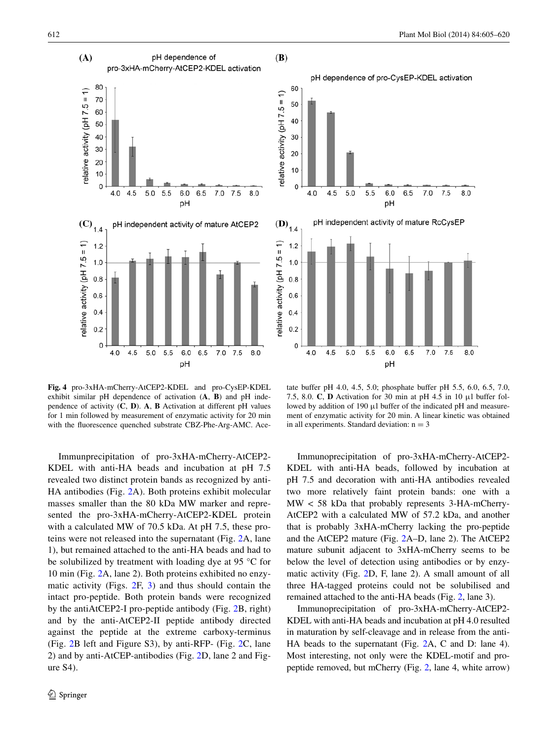**Fig. 4** pro-3xHA-mCherry-AtCEP2-KDEL and pro-CysEP-KDEL exhibit similar pH dependence of activation (**A**, **B**) and pH independence of activity (**C**, **D**). **A**, **B** Activation at different pH values for 1 min followed by measurement of enzymatic activity for 20 min with the fluorescence quenched substrate CBZ-Phe-Arg-AMC. Acetate buffer pH 4.0, 4.5, 5.0; phosphate buffer pH 5.5, 6.0, 6.5, 7.0, 7.5, 8.0. **C**, **D** Activation for 30 min at pH 4.5 in 10 µl buffer followed by addition of 190 µl buffer of the indicated pH and measurement of enzymatic activity for 20 min. A linear kinetic was obtained in all experiments. Standard deviation: n = 3

Immunprecipitation of pro-3xHA-mCherry-AtCEP2-KDEL with anti-HA beads and incubation at pH 7.5 revealed two distinct protein bands as recognized by anti-HA antibodies (Fig. 2A). Both proteins exhibit molecular masses smaller than the 80 kDa MW marker and represented the pro-3xHA-mCherry-AtCEP2-KDEL protein with a calculated MW of 70.5 kDa. At pH 7.5, these proteins were not released into the supernatant (Fig. 2A, lane 1), but remained attached to the anti-HA beads and had to be solubilized by treatment with loading dye at 95 °C for 10 min (Fig. 2A, lane 2). Both proteins exhibited no enzymatic activity (Figs. 2F, 3) and thus should contain the intact pro-peptide. Both protein bands were recognized by the antiAtCEP2-I pro-peptide antibody (Fig. 2B, right) and by the anti-AtCEP2-II peptide antibody directed against the peptide at the extreme carboxy-terminus (Fig. 2B left and Figure S3), by anti-RFP- (Fig. 2C, lane 2) and by anti-AtCEP-antibodies (Fig. 2D, lane 2 and Figure S4).

Immunoprecipitation of pro-3xHA-mCherry-AtCEP2-KDEL with anti-HA beads, followed by incubation at pH 7.5 and decoration with anti-HA antibodies revealed two more relatively faint protein bands: one with a MW < 58 kDa that probably represents 3-HA-mCherry-AtCEP2 with a calculated MW of 57.2 kDa, and another that is probably 3xHA-mCherry lacking the pro-peptide and the AtCEP2 mature (Fig. 2A–D, lane 2). The AtCEP2 mature subunit adjacent to 3xHA-mCherry seems to be below the level of detection using antibodies or by enzymatic activity (Fig. 2D, F, lane 2). A small amount of all three HA-tagged proteins could not be solubilised and remained attached to the anti-HA beads (Fig. 2, lane 3).

Immunoprecipitation of pro-3xHA-mCherry-AtCEP2-KDEL with anti-HA beads and incubation at pH 4.0 resulted in maturation by self-cleavage and in release from the anti-HA beads to the supernatant (Fig. 2A, C and D: lane 4). Most interesting, not only were the KDEL-motif and pro-peptide removed, but mCherry (Fig. 2, lane 4, white arrow)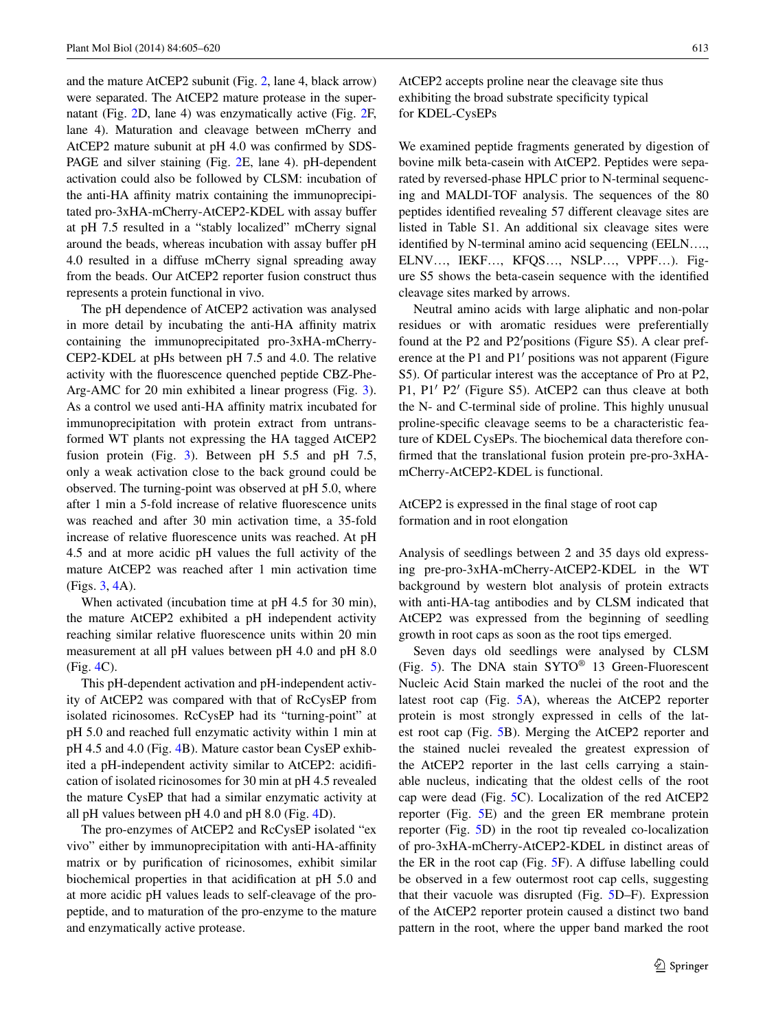and the mature AtCEP2 subunit (Fig. 2, lane 4, black arrow) were separated. The AtCEP2 mature protease in the supernatant (Fig. 2D, lane 4) was enzymatically active (Fig. 2F, lane 4). Maturation and cleavage between mCherry and AtCEP2 mature subunit at pH 4.0 was confirmed by SDS-PAGE and silver staining (Fig. 2E, lane 4). pH-dependent activation could also be followed by CLSM: incubation of the anti-HA affinity matrix containing the immunoprecipitated pro-3xHA-mCherry-AtCEP2-KDEL with assay buffer at pH 7.5 resulted in a "stably localized" mCherry signal around the beads, whereas incubation with assay buffer pH 4.0 resulted in a diffuse mCherry signal spreading away from the beads. Our AtCEP2 reporter fusion construct thus represents a protein functional in vivo.

The pH dependence of AtCEP2 activation was analysed in more detail by incubating the anti-HA affinity matrix containing the immunoprecipitated pro-3xHA-mCherry-CEP2-KDEL at pHs between pH 7.5 and 4.0. The relative activity with the fluorescence quenched peptide CBZ-Phe-Arg-AMC for 20 min exhibited a linear progress (Fig. 3). As a control we used anti-HA affinity matrix incubated for immunoprecipitation with protein extract from untransformed WT plants not expressing the HA tagged AtCEP2 fusion protein (Fig. 3). Between pH 5.5 and pH 7.5, only a weak activation close to the back ground could be observed. The turning-point was observed at pH 5.0, where after 1 min a 5-fold increase of relative fluorescence units was reached and after 30 min activation time, a 35-fold increase of relative fluorescence units was reached. At pH 4.5 and at more acidic pH values the full activity of the mature AtCEP2 was reached after 1 min activation time (Figs. 3, 4A).

When activated (incubation time at pH 4.5 for 30 min), the mature AtCEP2 exhibited a pH independent activity reaching similar relative fluorescence units within 20 min measurement at all pH values between pH 4.0 and pH 8.0 (Fig. 4C).

This pH-dependent activation and pH-independent activity of AtCEP2 was compared with that of RcCysEP from isolated ricinosomes. RcCysEP had its "turning-point" at pH 5.0 and reached full enzymatic activity within 1 min at pH 4.5 and 4.0 (Fig. 4B). Mature castor bean CysEP exhibited a pH-independent activity similar to AtCEP2: acidification of isolated ricinosomes for 30 min at pH 4.5 revealed the mature CysEP that had a similar enzymatic activity at all pH values between pH 4.0 and pH 8.0 (Fig. 4D).

The pro-enzymes of AtCEP2 and RcCysEP isolated "ex vivo" either by immunoprecipitation with anti-HA-affinity matrix or by purification of ricinosomes, exhibit similar biochemical properties in that acidification at pH 5.0 and at more acidic pH values leads to self-cleavage of the pro-peptide, and to maturation of the pro-enzyme to the mature and enzymatically active protease.

## AtCEP2 accepts proline near the cleavage site thus exhibiting the broad substrate specificity typical for KDEL-CysEPs

We examined peptide fragments generated by digestion of bovine milk beta-casein with AtCEP2. Peptides were separated by reversed-phase HPLC prior to N-terminal sequencing and MALDI-TOF analysis. The sequences of the 80 peptides identified revealing 57 different cleavage sites are listed in Table S1. An additional six cleavage sites were identified by N-terminal amino acid sequencing (EELN…., ELNV…, IEKF…, KFQS…, NSLP…, VPPF…). Figure S5 shows the beta-casein sequence with the identified cleavage sites marked by arrows.

Neutral amino acids with large aliphatic and non-polar residues or with aromatic residues were preferentially found at the P2 and P2′positions (Figure S5). A clear preference at the P1 and P1′ positions was not apparent (Figure S5). Of particular interest was the acceptance of Pro at P2, P1, P1′ P2′ (Figure S5). AtCEP2 can thus cleave at both the N- and C-terminal side of proline. This highly unusual proline-specific cleavage seems to be a characteristic feature of KDEL CysEPs. The biochemical data therefore confirmed that the translational fusion protein pre-pro-3xHA-mCherry-AtCEP2-KDEL is functional.

## AtCEP2 is expressed in the final stage of root cap formation and in root elongation

Analysis of seedlings between 2 and 35 days old expressing pre-pro-3xHA-mCherry-AtCEP2-KDEL in the WT background by western blot analysis of protein extracts with anti-HA-tag antibodies and by CLSM indicated that AtCEP2 was expressed from the beginning of seedling growth in root caps as soon as the root tips emerged.

Seven days old seedlings were analysed by CLSM (Fig. 5). The DNA stain SYTO® 13 Green-Fluorescent Nucleic Acid Stain marked the nuclei of the root and the latest root cap (Fig. 5A), whereas the AtCEP2 reporter protein is most strongly expressed in cells of the latest root cap (Fig. 5B). Merging the AtCEP2 reporter and the stained nuclei revealed the greatest expression of the AtCEP2 reporter in the last cells carrying a stainable nucleus, indicating that the oldest cells of the root cap were dead (Fig. 5C). Localization of the red AtCEP2 reporter (Fig. 5E) and the green ER membrane protein reporter (Fig. 5D) in the root tip revealed co-localization of pro-3xHA-mCherry-AtCEP2-KDEL in distinct areas of the ER in the root cap (Fig. 5F). A diffuse labelling could be observed in a few outermost root cap cells, suggesting that their vacuole was disrupted (Fig. 5D–F). Expression of the AtCEP2 reporter protein caused a distinct two band pattern in the root, where the upper band marked the root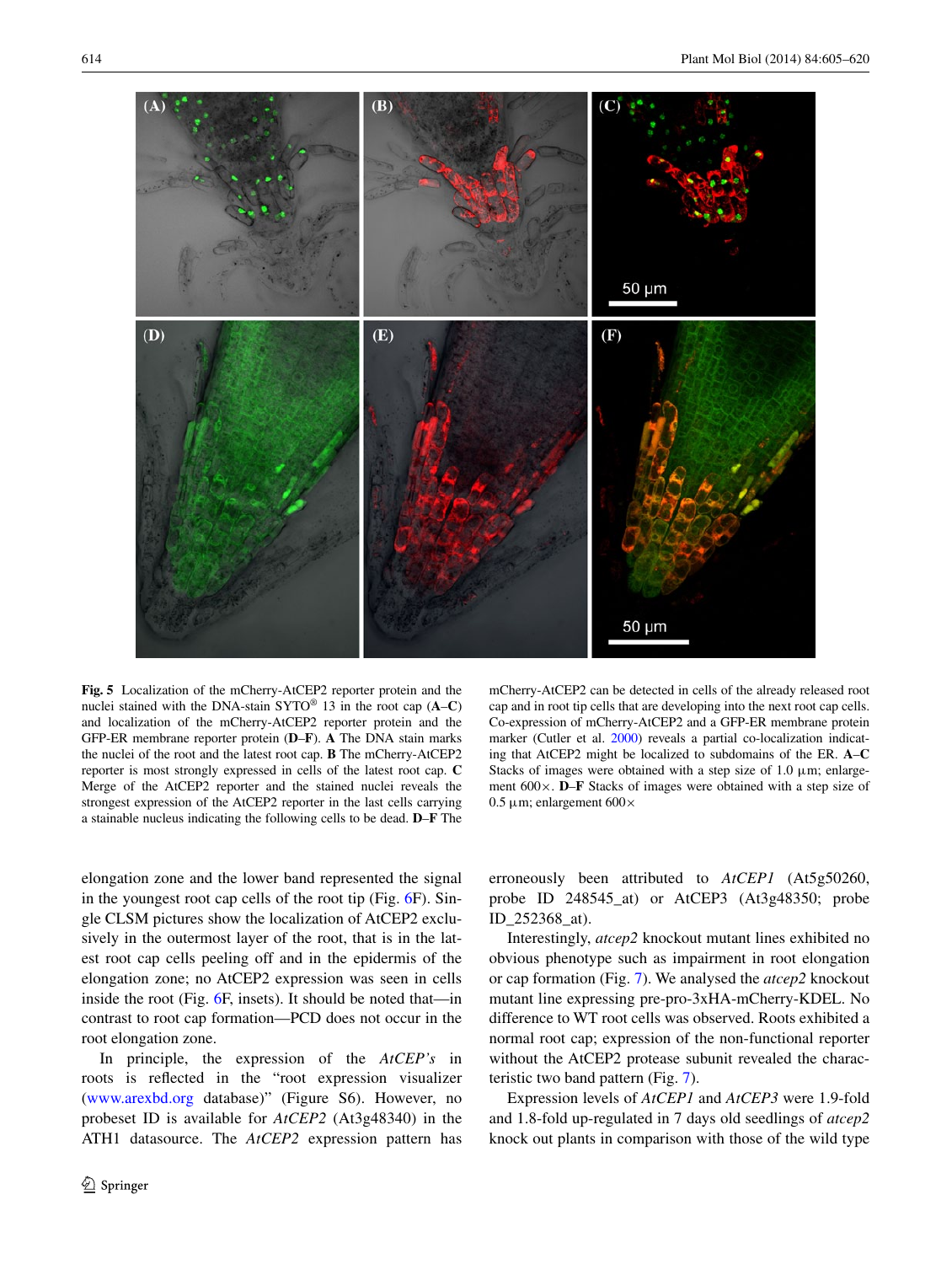**Fig. 5** Localization of the mCherry-AtCEP2 reporter protein and the nuclei stained with the DNA-stain SYTO® 13 in the root cap (**A**–**C**) and localization of the mCherry-AtCEP2 reporter protein and the GFP-ER membrane reporter protein (**D**–**F**). **A** The DNA stain marks the nuclei of the root and the latest root cap. **B** The mCherry-AtCEP2 reporter is most strongly expressed in cells of the latest root cap. **C** Merge of the AtCEP2 reporter and the stained nuclei reveals the strongest expression of the AtCEP2 reporter in the last cells carrying a stainable nucleus indicating the following cells to be dead. **D**–**F** The mCherry-AtCEP2 can be detected in cells of the already released root cap and in root tip cells that are developing into the next root cap cells. Co-expression of mCherry-AtCEP2 and a GFP-ER membrane protein marker (Cutler et al. 2000) reveals a partial co-localization indicating that AtCEP2 might be localized to subdomains of the ER. **A**–**C** Stacks of images were obtained with a step size of 1.0 µm; enlargement 600×. **D**–**F** Stacks of images were obtained with a step size of 0.5 µm; enlargement 600×

elongation zone and the lower band represented the signal in the youngest root cap cells of the root tip (Fig. 6F). Single CLSM pictures show the localization of AtCEP2 exclusively in the outermost layer of the root, that is in the latest root cap cells peeling off and in the epidermis of the elongation zone; no AtCEP2 expression was seen in cells inside the root (Fig. 6F, insets). It should be noted that—in contrast to root cap formation—PCD does not occur in the root elongation zone.

In principle, the expression of the *AtCEP's* in roots is reflected in the "root expression visualizer (www.arexbd.org database)" (Figure S6). However, no probeset ID is available for *AtCEP2* (At3g48340) in the ATH1 datasource. The *AtCEP2* expression pattern has erroneously been attributed to *AtCEP1* (At5g50260, probe ID 248545_at) or AtCEP3 (At3g48350; probe ID_252368_at).

Interestingly, *atcep2* knockout mutant lines exhibited no obvious phenotype such as impairment in root elongation or cap formation (Fig. 7). We analysed the *atcep2* knockout mutant line expressing pre-pro-3xHA-mCherry-KDEL. No difference to WT root cells was observed. Roots exhibited a normal root cap; expression of the non-functional reporter without the AtCEP2 protease subunit revealed the characteristic two band pattern (Fig. 7).

Expression levels of *AtCEP1* and *AtCEP3* were 1.9-fold and 1.8-fold up-regulated in 7 days old seedlings of *atcep2* knock out plants in comparison with those of the wild type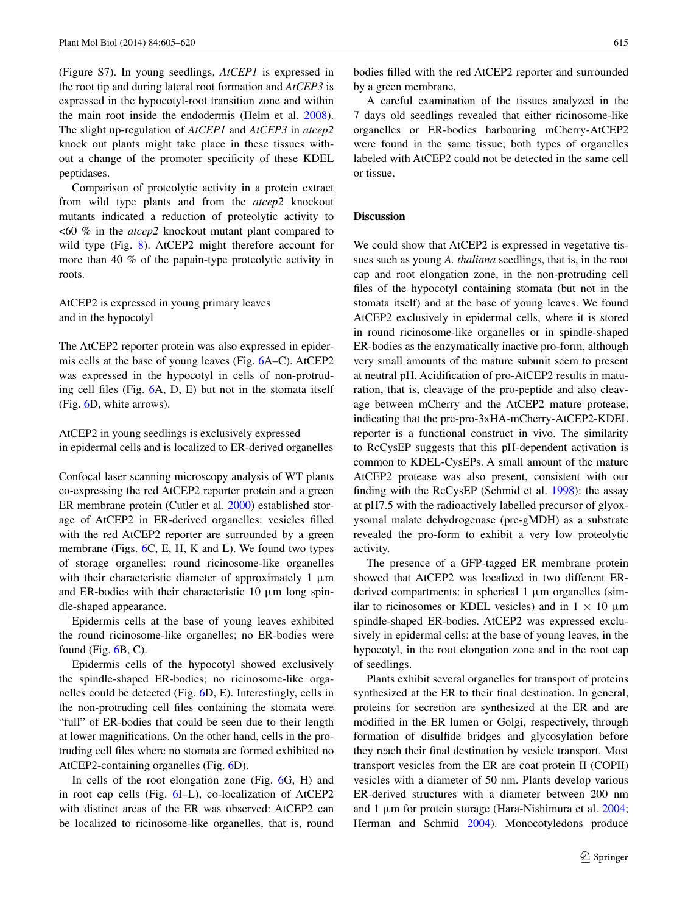(Figure S7). In young seedlings, *AtCEP1* is expressed in the root tip and during lateral root formation and *AtCEP3* is expressed in the hypocotyl-root transition zone and within the main root inside the endodermis (Helm et al. 2008). The slight up-regulation of *AtCEP1* and *AtCEP3* in *atcep2* knock out plants might take place in these tissues without a change of the promoter specificity of these KDEL peptidases.

Comparison of proteolytic activity in a protein extract from wild type plants and from the *atcep2* knockout mutants indicated a reduction of proteolytic activity to <60 % in the *atcep2* knockout mutant plant compared to wild type (Fig. 8). AtCEP2 might therefore account for more than 40 % of the papain-type proteolytic activity in roots.

### AtCEP2 is expressed in young primary leaves and in the hypocotyl

The AtCEP2 reporter protein was also expressed in epidermis cells at the base of young leaves (Fig. 6A–C). AtCEP2 was expressed in the hypocotyl in cells of non-protruding cell files (Fig. 6A, D, E) but not in the stomata itself (Fig. 6D, white arrows).

### AtCEP2 in young seedlings is exclusively expressed in epidermal cells and is localized to ER-derived organelles

Confocal laser scanning microscopy analysis of WT plants co-expressing the red AtCEP2 reporter protein and a green ER membrane protein (Cutler et al. 2000) established storage of AtCEP2 in ER-derived organelles: vesicles filled with the red AtCEP2 reporter are surrounded by a green membrane (Figs. 6C, E, H, K and L). We found two types of storage organelles: round ricinosome-like organelles with their characteristic diameter of approximately 1 µm and ER-bodies with their characteristic 10 µm long spindle-shaped appearance.

Epidermis cells at the base of young leaves exhibited the round ricinosome-like organelles; no ER-bodies were found (Fig. 6B, C).

Epidermis cells of the hypocotyl showed exclusively the spindle-shaped ER-bodies; no ricinosome-like organelles could be detected (Fig. 6D, E). Interestingly, cells in the non-protruding cell files containing the stomata were "full" of ER-bodies that could be seen due to their length at lower magnifications. On the other hand, cells in the protruding cell files where no stomata are formed exhibited no AtCEP2-containing organelles (Fig. 6D).

In cells of the root elongation zone (Fig. 6G, H) and in root cap cells (Fig. 6I–L), co-localization of AtCEP2 with distinct areas of the ER was observed: AtCEP2 can be localized to ricinosome-like organelles, that is, round bodies filled with the red AtCEP2 reporter and surrounded by a green membrane.

A careful examination of the tissues analyzed in the 7 days old seedlings revealed that either ricinosome-like organelles or ER-bodies harbouring mCherry-AtCEP2 were found in the same tissue; both types of organelles labeled with AtCEP2 could not be detected in the same cell or tissue.

## Discussion

We could show that AtCEP2 is expressed in vegetative tissues such as young *A. thaliana* seedlings, that is, in the root cap and root elongation zone, in the non-protruding cell files of the hypocotyl containing stomata (but not in the stomata itself) and at the base of young leaves. We found AtCEP2 exclusively in epidermal cells, where it is stored in round ricinosome-like organelles or in spindle-shaped ER-bodies as the enzymatically inactive pro-form, although very small amounts of the mature subunit seem to present at neutral pH. Acidification of pro-AtCEP2 results in maturation, that is, cleavage of the pro-peptide and also cleavage between mCherry and the AtCEP2 mature protease, indicating that the pre-pro-3xHA-mCherry-AtCEP2-KDEL reporter is a functional construct in vivo. The similarity to RcCysEP suggests that this pH-dependent activation is common to KDEL-CysEPs. A small amount of the mature AtCEP2 protease was also present, consistent with our finding with the RcCysEP (Schmid et al. 1998): the assay at pH7.5 with the radioactively labelled precursor of glyoxysomal malate dehydrogenase (pre-gMDH) as a substrate revealed the pro-form to exhibit a very low proteolytic activity.

The presence of a GFP-tagged ER membrane protein showed that AtCEP2 was localized in two different ER-derived compartments: in spherical 1 µm organelles (similar to ricinosomes or KDEL vesicles) and in 1 × 10 µm spindle-shaped ER-bodies. AtCEP2 was expressed exclusively in epidermal cells: at the base of young leaves, in the hypocotyl, in the root elongation zone and in the root cap of seedlings.

Plants exhibit several organelles for transport of proteins synthesized at the ER to their final destination. In general, proteins for secretion are synthesized at the ER and are modified in the ER lumen or Golgi, respectively, through formation of disulfide bridges and glycosylation before they reach their final destination by vesicle transport. Most transport vesicles from the ER are coat protein II (COPII) vesicles with a diameter of 50 nm. Plants develop various ER-derived structures with a diameter between 200 nm and 1 µm for protein storage (Hara-Nishimura et al. 2004; Herman and Schmid 2004). Monocotyledons produce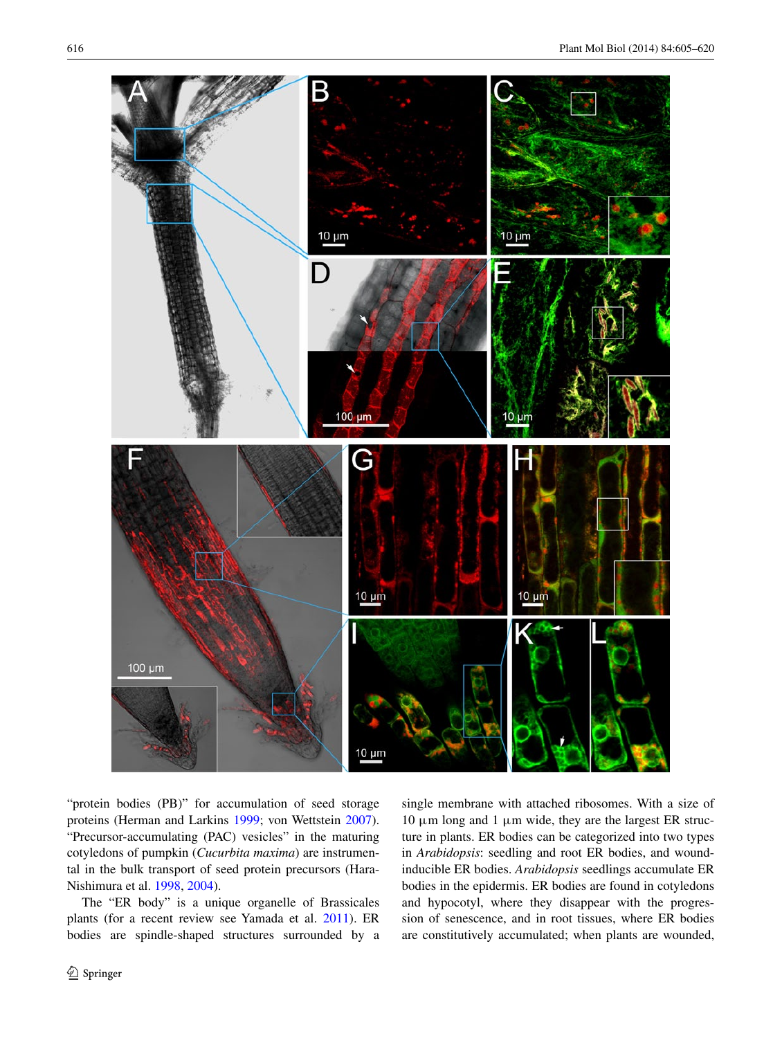"protein bodies (PB)" for accumulation of seed storage proteins (Herman and Larkins 1999; von Wettstein 2007). "Precursor-accumulating (PAC) vesicles" in the maturing cotyledons of pumpkin (*Cucurbita maxima*) are instrumental in the bulk transport of seed protein precursors (Hara-Nishimura et al. 1998, 2004).

The "ER body" is a unique organelle of Brassicales plants (for a recent review see Yamada et al. 2011). ER bodies are spindle-shaped structures surrounded by a single membrane with attached ribosomes. With a size of 10 µm long and 1 µm wide, they are the largest ER structure in plants. ER bodies can be categorized into two types in *Arabidopsis*: seedling and root ER bodies, and wound-inducible ER bodies. *Arabidopsis* seedlings accumulate ER bodies in the epidermis. ER bodies are found in cotyledons and hypocotyl, where they disappear with the progression of senescence, and in root tissues, where ER bodies are constitutively accumulated; when plants are wounded,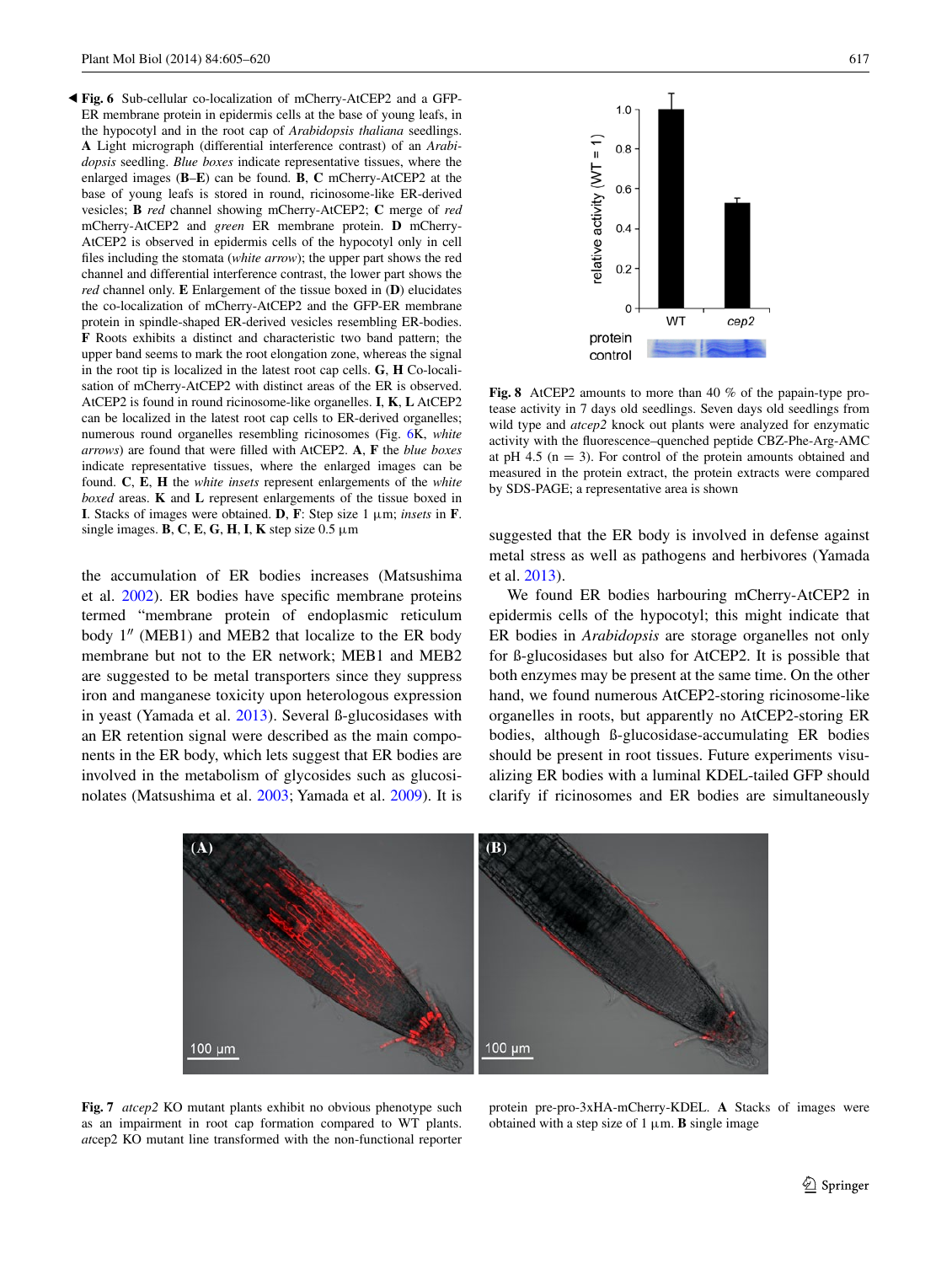**Fig. 6** Sub-cellular co-localization of mCherry-AtCEP2 and a GFP-ER membrane protein in epidermis cells at the base of young leafs, in the hypocotyl and in the root cap of *Arabidopsis thaliana* seedlings. **A** Light micrograph (differential interference contrast) of an *Arabidopsis* seedling. *Blue boxes* indicate representative tissues, where the enlarged images (**B**–**E**) can be found. **B**, **C** mCherry-AtCEP2 at the base of young leafs is stored in round, ricinosome-like ER-derived vesicles; **B** *red* channel showing mCherry-AtCEP2; **C** merge of *red* mCherry-AtCEP2 and *green* ER membrane protein. **D** mCherry-AtCEP2 is observed in epidermis cells of the hypocotyl only in cell files including the stomata (*white arrow*); the upper part shows the red channel and differential interference contrast, the lower part shows the *red* channel only. **E** Enlargement of the tissue boxed in (**D**) elucidates the co-localization of mCherry-AtCEP2 and the GFP-ER membrane protein in spindle-shaped ER-derived vesicles resembling ER-bodies. **F** Roots exhibits a distinct and characteristic two band pattern; the upper band seems to mark the root elongation zone, whereas the signal in the root tip is localized in the latest root cap cells. **G**, **H** Co-localisation of mCherry-AtCEP2 with distinct areas of the ER is observed. AtCEP2 is found in round ricinosome-like organelles. **I**, **K**, **L** AtCEP2 can be localized in the latest root cap cells to ER-derived organelles; numerous round organelles resembling ricinosomes (Fig. 6K, *white arrows*) are found that were filled with AtCEP2. **A**, **F** the *blue boxes* indicate representative tissues, where the enlarged images can be found. **C**, **E**, **H** the *white insets* represent enlargements of the *white boxed* areas. **K** and **L** represent enlargements of the tissue boxed in **I**. Stacks of images were obtained. **D**, **F**: Step size 1 µm; *insets* in **F**. single images. **B**, **C**, **E**, **G**, **H**, **I**, **K** step size 0.5 µm

the accumulation of ER bodies increases (Matsushima et al. 2002). ER bodies have specific membrane proteins termed "membrane protein of endoplasmic reticulum body 1″ (MEB1) and MEB2 that localize to the ER body membrane but not to the ER network; MEB1 and MEB2 are suggested to be metal transporters since they suppress iron and manganese toxicity upon heterologous expression in yeast (Yamada et al. 2013). Several ß-glucosidases with an ER retention signal were described as the main components in the ER body, which lets suggest that ER bodies are involved in the metabolism of glycosides such as glucosinolates (Matsushima et al. 2003; Yamada et al. 2009). It is suggested that the ER body is involved in defense against metal stress as well as pathogens and herbivores (Yamada et al. 2013).

We found ER bodies harbouring mCherry-AtCEP2 in epidermis cells of the hypocotyl; this might indicate that ER bodies in *Arabidopsis* are storage organelles not only for ß-glucosidases but also for AtCEP2. It is possible that both enzymes may be present at the same time. On the other hand, we found numerous AtCEP2-storing ricinosome-like organelles in roots, but apparently no AtCEP2-storing ER bodies, although ß-glucosidase-accumulating ER bodies should be present in root tissues. Future experiments visualizing ER bodies with a luminal KDEL-tailed GFP should clarify if ricinosomes and ER bodies are simultaneously

**Fig. 8** AtCEP2 amounts to more than 40 % of the papain-type protease activity in 7 days old seedlings. Seven days old seedlings from wild type and *atcep2* knock out plants were analyzed for enzymatic activity with the fluorescence–quenched peptide CBZ-Phe-Arg-AMC at pH 4.5 (n = 3). For control of the protein amounts obtained and measured in the protein extract, the protein extracts were compared by SDS-PAGE; a representative area is shown

**Fig. 7** *atcep2* KO mutant plants exhibit no obvious phenotype such as an impairment in root cap formation compared to WT plants. *at*cep2 KO mutant line transformed with the non-functional reporter protein pre-pro-3xHA-mCherry-KDEL. **A** Stacks of images were obtained with a step size of 1 µm. **B** single image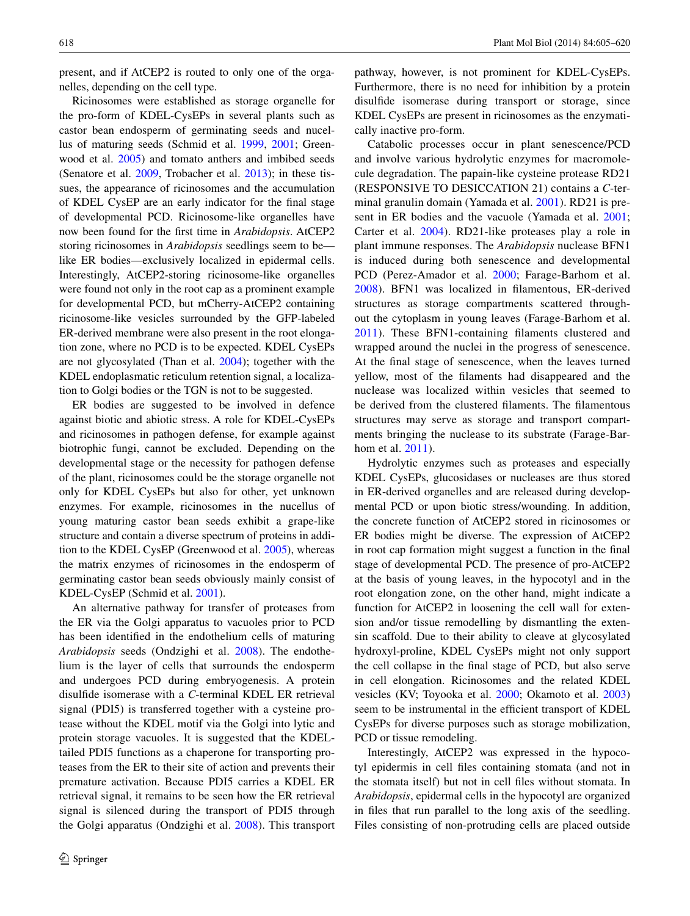present, and if AtCEP2 is routed to only one of the organelles, depending on the cell type.

Ricinosomes were established as storage organelle for the pro-form of KDEL-CysEPs in several plants such as castor bean endosperm of germinating seeds and nucellus of maturing seeds (Schmid et al. 1999, 2001; Greenwood et al. 2005) and tomato anthers and imbibed seeds (Senatore et al. 2009, Trobacher et al. 2013); in these tissues, the appearance of ricinosomes and the accumulation of KDEL CysEP are an early indicator for the final stage of developmental PCD. Ricinosome-like organelles have now been found for the first time in *Arabidopsis*. AtCEP2 storing ricinosomes in *Arabidopsis* seedlings seem to be—like ER bodies—exclusively localized in epidermal cells. Interestingly, AtCEP2-storing ricinosome-like organelles were found not only in the root cap as a prominent example for developmental PCD, but mCherry-AtCEP2 containing ricinosome-like vesicles surrounded by the GFP-labeled ER-derived membrane were also present in the root elongation zone, where no PCD is to be expected. KDEL CysEPs are not glycosylated (Than et al. 2004); together with the KDEL endoplasmatic reticulum retention signal, a localization to Golgi bodies or the TGN is not to be suggested.

ER bodies are suggested to be involved in defence against biotic and abiotic stress. A role for KDEL-CysEPs and ricinosomes in pathogen defense, for example against biotrophic fungi, cannot be excluded. Depending on the developmental stage or the necessity for pathogen defense of the plant, ricinosomes could be the storage organelle not only for KDEL CysEPs but also for other, yet unknown enzymes. For example, ricinosomes in the nucellus of young maturing castor bean seeds exhibit a grape-like structure and contain a diverse spectrum of proteins in addition to the KDEL CysEP (Greenwood et al. 2005), whereas the matrix enzymes of ricinosomes in the endosperm of germinating castor bean seeds obviously mainly consist of KDEL-CysEP (Schmid et al. 2001).

An alternative pathway for transfer of proteases from the ER via the Golgi apparatus to vacuoles prior to PCD has been identified in the endothelium cells of maturing *Arabidopsis* seeds (Ondzighi et al. 2008). The endothelium is the layer of cells that surrounds the endosperm and undergoes PCD during embryogenesis. A protein disulfide isomerase with a *C*-terminal KDEL ER retrieval signal (PDI5) is transferred together with a cysteine protease without the KDEL motif via the Golgi into lytic and protein storage vacuoles. It is suggested that the KDEL-tailed PDI5 functions as a chaperone for transporting proteases from the ER to their site of action and prevents their premature activation. Because PDI5 carries a KDEL ER retrieval signal, it remains to be seen how the ER retrieval signal is silenced during the transport of PDI5 through the Golgi apparatus (Ondzighi et al. 2008). This transport pathway, however, is not prominent for KDEL-CysEPs. Furthermore, there is no need for inhibition by a protein disulfide isomerase during transport or storage, since KDEL CysEPs are present in ricinosomes as the enzymatically inactive pro-form.

Catabolic processes occur in plant senescence/PCD and involve various hydrolytic enzymes for macromolecule degradation. The papain-like cysteine protease RD21 (RESPONSIVE TO DESICCATION 21) contains a *C*-terminal granulin domain (Yamada et al. 2001). RD21 is present in ER bodies and the vacuole (Yamada et al. 2001; Carter et al. 2004). RD21-like proteases play a role in plant immune responses. The *Arabidopsis* nuclease BFN1 is induced during both senescence and developmental PCD (Perez-Amador et al. 2000; Farage-Barhom et al. 2008). BFN1 was localized in filamentous, ER-derived structures as storage compartments scattered throughout the cytoplasm in young leaves (Farage-Barhom et al. 2011). These BFN1-containing filaments clustered and wrapped around the nuclei in the progress of senescence. At the final stage of senescence, when the leaves turned yellow, most of the filaments had disappeared and the nuclease was localized within vesicles that seemed to be derived from the clustered filaments. The filamentous structures may serve as storage and transport compartments bringing the nuclease to its substrate (Farage-Barhom et al. 2011).

Hydrolytic enzymes such as proteases and especially KDEL CysEPs, glucosidases or nucleases are thus stored in ER-derived organelles and are released during developmental PCD or upon biotic stress/wounding. In addition, the concrete function of AtCEP2 stored in ricinosomes or ER bodies might be diverse. The expression of AtCEP2 in root cap formation might suggest a function in the final stage of developmental PCD. The presence of pro-AtCEP2 at the basis of young leaves, in the hypocotyl and in the root elongation zone, on the other hand, might indicate a function for AtCEP2 in loosening the cell wall for extension and/or tissue remodelling by dismantling the extensin scaffold. Due to their ability to cleave at glycosylated hydroxyl-proline, KDEL CysEPs might not only support the cell collapse in the final stage of PCD, but also serve in cell elongation. Ricinosomes and the related KDEL vesicles (KV; Toyooka et al. 2000; Okamoto et al. 2003) seem to be instrumental in the efficient transport of KDEL CysEPs for diverse purposes such as storage mobilization, PCD or tissue remodeling.

Interestingly, AtCEP2 was expressed in the hypocotyl epidermis in cell files containing stomata (and not in the stomata itself) but not in cell files without stomata. In *Arabidopsis*, epidermal cells in the hypocotyl are organized in files that run parallel to the long axis of the seedling. Files consisting of non-protruding cells are placed outside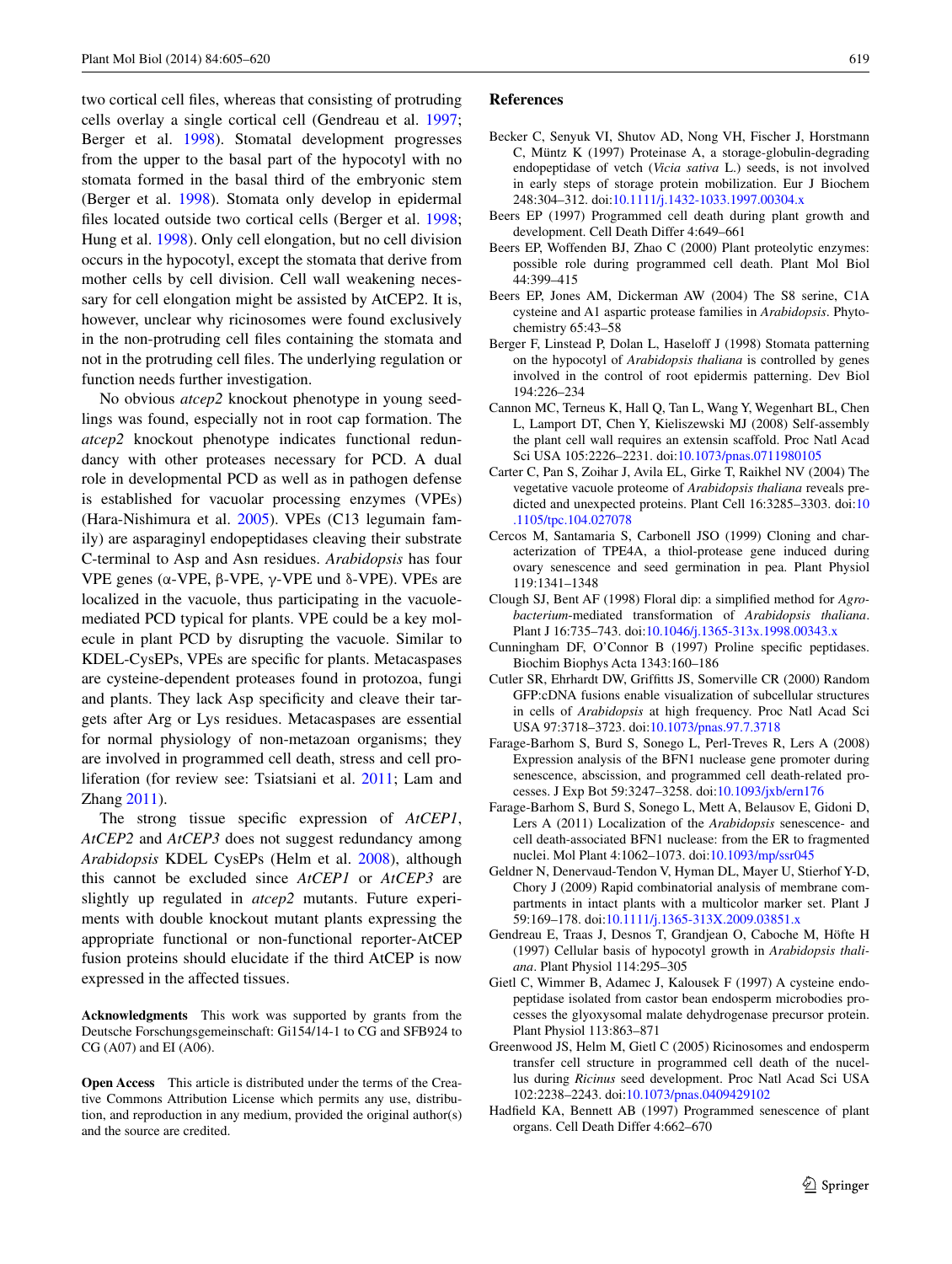two cortical cell files, whereas that consisting of protruding cells overlay a single cortical cell (Gendreau et al. 1997; Berger et al. 1998). Stomatal development progresses from the upper to the basal part of the hypocotyl with no stomata formed in the basal third of the embryonic stem (Berger et al. 1998). Stomata only develop in epidermal files located outside two cortical cells (Berger et al. 1998; Hung et al. 1998). Only cell elongation, but no cell division occurs in the hypocotyl, except the stomata that derive from mother cells by cell division. Cell wall weakening necessary for cell elongation might be assisted by AtCEP2. It is, however, unclear why ricinosomes were found exclusively in the non-protruding cell files containing the stomata and not in the protruding cell files. The underlying regulation or function needs further investigation.

No obvious *atcep2* knockout phenotype in young seedlings was found, especially not in root cap formation. The *atcep2* knockout phenotype indicates functional redundancy with other proteases necessary for PCD. A dual role in developmental PCD as well as in pathogen defense is established for vacuolar processing enzymes (VPEs) (Hara-Nishimura et al. 2005). VPEs (C13 legumain family) are asparaginyl endopeptidases cleaving their substrate C-terminal to Asp and Asn residues. *Arabidopsis* has four VPE genes (α-VPE, β-VPE, γ-VPE und δ-VPE). VPEs are localized in the vacuole, thus participating in the vacuole-mediated PCD typical for plants. VPE could be a key molecule in plant PCD by disrupting the vacuole. Similar to KDEL-CysEPs, VPEs are specific for plants. Metacaspases are cysteine-dependent proteases found in protozoa, fungi and plants. They lack Asp specificity and cleave their targets after Arg or Lys residues. Metacaspases are essential for normal physiology of non-metazoan organisms; they are involved in programmed cell death, stress and cell proliferation (for review see: Tsiatsiani et al. 2011; Lam and Zhang 2011).

The strong tissue specific expression of *AtCEP1*, *AtCEP2* and *AtCEP3* does not suggest redundancy among *Arabidopsis* KDEL CysEPs (Helm et al. 2008), although this cannot be excluded since *AtCEP1* or *AtCEP3* are slightly up regulated in *atcep2* mutants. Future experiments with double knockout mutant plants expressing the appropriate functional or non-functional reporter-AtCEP fusion proteins should elucidate if the third AtCEP is now expressed in the affected tissues.

**Acknowledgments** This work was supported by grants from the Deutsche Forschungsgemeinschaft: Gi154/14-1 to CG and SFB924 to CG (A07) and EI (A06).

**Open Access** This article is distributed under the terms of the Creative Commons Attribution License which permits any use, distribution, and reproduction in any medium, provided the original author(s) and the source are credited.

## References

Becker C, Senyuk VI, Shutov AD, Nong VH, Fischer J, Horstmann C, Müntz K (1997) Proteinase A, a storage-globulin-degrading endopeptidase of vetch (*Vicia sativa* L.) seeds, is not involved in early steps of storage protein mobilization. Eur J Biochem 248:304–312. doi:10.1111/j.1432-1033.1997.00304.x

Beers EP (1997) Programmed cell death during plant growth and development. Cell Death Differ 4:649–661

Beers EP, Woffenden BJ, Zhao C (2000) Plant proteolytic enzymes: possible role during programmed cell death. Plant Mol Biol 44:399–415

Beers EP, Jones AM, Dickerman AW (2004) The S8 serine, C1A cysteine and A1 aspartic protease families in *Arabidopsis*. Phytochemistry 65:43–58

Berger F, Linstead P, Dolan L, Haseloff J (1998) Stomata patterning on the hypocotyl of *Arabidopsis thaliana* is controlled by genes involved in the control of root epidermis patterning. Dev Biol 194:226–234

Cannon MC, Terneus K, Hall Q, Tan L, Wang Y, Wegenhart BL, Chen L, Lamport DT, Chen Y, Kieliszewski MJ (2008) Self-assembly the plant cell wall requires an extensin scaffold. Proc Natl Acad Sci USA 105:2226–2231. doi:10.1073/pnas.0711980105

Carter C, Pan S, Zoihar J, Avila EL, Girke T, Raikhel NV (2004) The vegetative vacuole proteome of *Arabidopsis thaliana* reveals predicted and unexpected proteins. Plant Cell 16:3285–3303. doi:10.1105/tpc.104.027078

Cercos M, Santamaria S, Carbonell JSO (1999) Cloning and characterization of TPE4A, a thiol-protease gene induced during ovary senescence and seed germination in pea. Plant Physiol 119:1341–1348

Clough SJ, Bent AF (1998) Floral dip: a simplified method for *Agrobacterium*-mediated transformation of *Arabidopsis thaliana*. Plant J 16:735–743. doi:10.1046/j.1365-313x.1998.00343.x

Cunningham DF, O'Connor B (1997) Proline specific peptidases. Biochim Biophys Acta 1343:160–186

Cutler SR, Ehrhardt DW, Griffitts JS, Somerville CR (2000) Random GFP:cDNA fusions enable visualization of subcellular structures in cells of *Arabidopsis* at high frequency. Proc Natl Acad Sci USA 97:3718–3723. doi:10.1073/pnas.97.7.3718

Farage-Barhom S, Burd S, Sonego L, Perl-Treves R, Lers A (2008) Expression analysis of the BFN1 nuclease gene promoter during senescence, abscission, and programmed cell death-related processes. J Exp Bot 59:3247–3258. doi:10.1093/jxb/ern176

Farage-Barhom S, Burd S, Sonego L, Mett A, Belausov E, Gidoni D, Lers A (2011) Localization of the *Arabidopsis* senescence- and cell death-associated BFN1 nuclease: from the ER to fragmented nuclei. Mol Plant 4:1062–1073. doi:10.1093/mp/ssr045

Geldner N, Denervaud-Tendon V, Hyman DL, Mayer U, Stierhof Y-D, Chory J (2009) Rapid combinatorial analysis of membrane compartments in intact plants with a multicolor marker set. Plant J 59:169–178. doi:10.1111/j.1365-313X.2009.03851.x

Gendreau E, Traas J, Desnos T, Grandjean O, Caboche M, Höfte H (1997) Cellular basis of hypocotyl growth in *Arabidopsis thaliana*. Plant Physiol 114:295–305

Gietl C, Wimmer B, Adamec J, Kalousek F (1997) A cysteine endopeptidase isolated from castor bean endosperm microbodies processes the glyoxysomal malate dehydrogenase precursor protein. Plant Physiol 113:863–871

Greenwood JS, Helm M, Gietl C (2005) Ricinosomes and endosperm transfer cell structure in programmed cell death of the nucellus during *Ricinus* seed development. Proc Natl Acad Sci USA 102:2238–2243. doi:10.1073/pnas.0409429102

Hadfield KA, Bennett AB (1997) Programmed senescence of plant organs. Cell Death Differ 4:662–670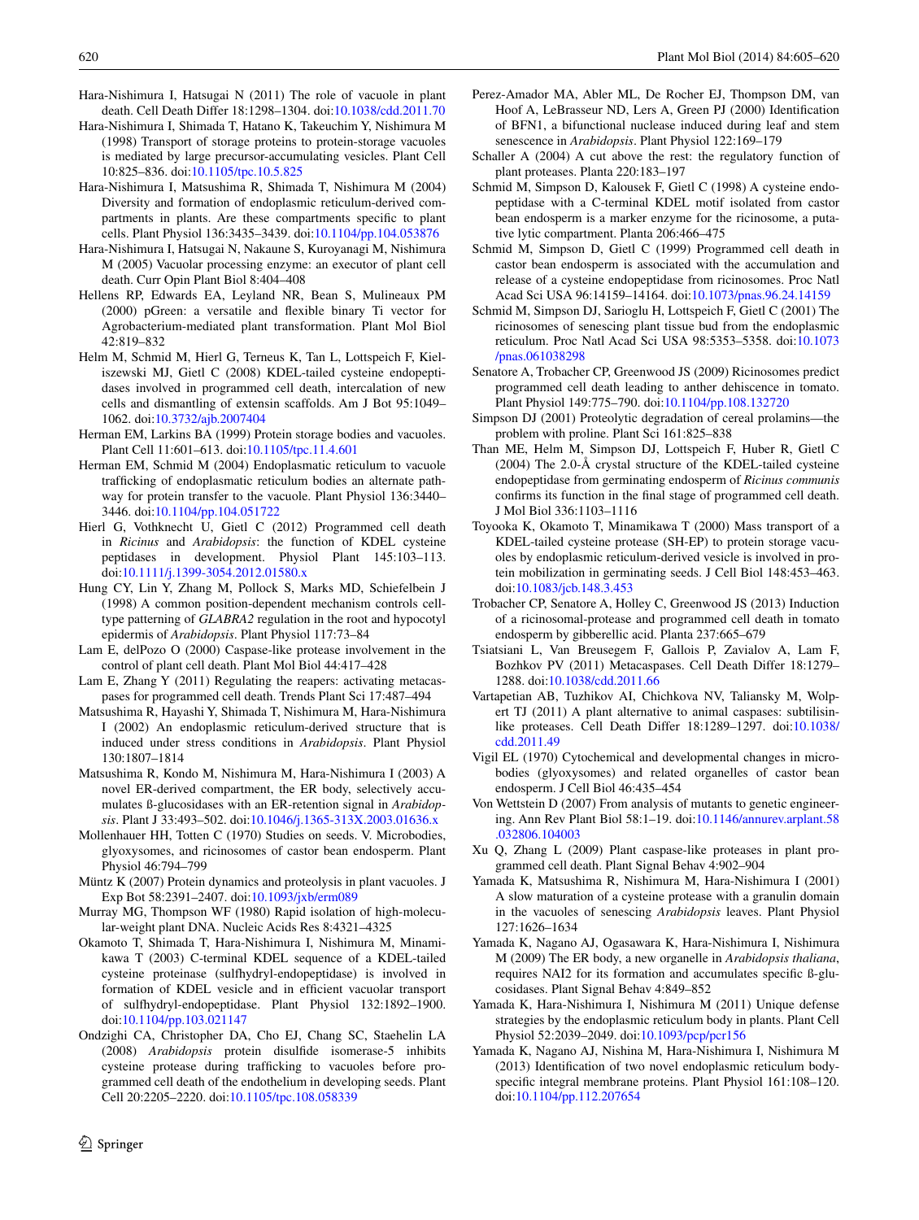Hara-Nishimura I, Hatsugai N (2011) The role of vacuole in plant death. Cell Death Differ 18:1298–1304. doi:10.1038/cdd.2011.70

Hara-Nishimura I, Shimada T, Hatano K, Takeuchim Y, Nishimura M (1998) Transport of storage proteins to protein-storage vacuoles is mediated by large precursor-accumulating vesicles. Plant Cell 10:825–836. doi:10.1105/tpc.10.5.825

Hara-Nishimura I, Matsushima R, Shimada T, Nishimura M (2004) Diversity and formation of endoplasmic reticulum-derived compartments in plants. Are these compartments specific to plant cells. Plant Physiol 136:3435–3439. doi:10.1104/pp.104.053876

Hara-Nishimura I, Hatsugai N, Nakaune S, Kuroyanagi M, Nishimura M (2005) Vacuolar processing enzyme: an executor of plant cell death. Curr Opin Plant Biol 8:404–408

Hellens RP, Edwards EA, Leyland NR, Bean S, Mulineaux PM (2000) pGreen: a versatile and flexible binary Ti vector for Agrobacterium-mediated plant transformation. Plant Mol Biol 42:819–832

Helm M, Schmid M, Hierl G, Terneus K, Tan L, Lottspeich F, Kieliszewski MJ, Gietl C (2008) KDEL-tailed cysteine endopeptidases involved in programmed cell death, intercalation of new cells and dismantling of extensin scaffolds. Am J Bot 95:1049–1062. doi:10.3732/ajb.2007404

Herman EM, Larkins BA (1999) Protein storage bodies and vacuoles. Plant Cell 11:601–613. doi:10.1105/tpc.11.4.601

Herman EM, Schmid M (2004) Endoplasmic reticulum to vacuole trafficking of endoplasmic reticulum bodies an alternate pathway for protein transfer to the vacuole. Plant Physiol 136:3440–3446. doi:10.1104/pp.104.051722

Hierl G, Vothknecht U, Gietl C (2012) Programmed cell death in *Ricinus* and *Arabidopsis*: the function of KDEL cysteine peptidases in development. Physiol Plant 145:103–113. doi:10.1111/j.1399-3054.2012.01580.x

Hung CY, Lin Y, Zhang M, Pollock S, Marks MD, Schiefelbein J (1998) A common position-dependent mechanism controls cell-type patterning of *GLABRA2* regulation in the root and hypocotyl epidermis of *Arabidopsis*. Plant Physiol 117:73–84

Lam E, delPozo O (2000) Caspase-like protease involvement in the control of plant cell death. Plant Mol Biol 44:417–428

Lam E, Zhang Y (2011) Regulating the reapers: activating metacaspases for programmed cell death. Trends Plant Sci 17:487–494

Matsushima R, Hayashi Y, Shimada T, Nishimura M, Hara-Nishimura I (2002) An endoplasmic reticulum-derived structure that is induced under stress conditions in *Arabidopsis*. Plant Physiol 130:1807–1814

Matsushima R, Kondo M, Nishimura M, Hara-Nishimura I (2003) A novel ER-derived compartment, the ER body, selectively accumulates ß-glucosidases with an ER-retention signal in *Arabidopsis*. Plant J 33:493–502. doi:10.1046/j.1365-313X.2003.01636.x

Mollenhauer HH, Totten C (1970) Studies on seeds. V. Microbodies, glyoxysomes, and ricinosomes of castor bean endosperm. Plant Physiol 46:794–799

Müntz K (2007) Protein dynamics and proteolysis in plant vacuoles. J Exp Bot 58:2391–2407. doi:10.1093/jxb/erm089

Murray MG, Thompson WF (1980) Rapid isolation of high-molecular-weight plant DNA. Nucleic Acids Res 8:4321–4325

Okamoto T, Shimada T, Hara-Nishimura I, Nishimura M, Minamikawa T (2003) C-terminal KDEL sequence of a KDEL-tailed cysteine proteinase (sulfhydryl-endopeptidase) is involved in formation of KDEL vesicle and in efficient vacuolar transport of sulfhydryl-endopeptidase. Plant Physiol 132:1892–1900. doi:10.1104/pp.103.021147

Ondzighi CA, Christopher DA, Cho EJ, Chang SC, Staehelin LA (2008) *Arabidopsis* protein disulfide isomerase-5 inhibits cysteine protease during trafficking to vacuoles before programmed cell death of the endothelium in developing seeds. Plant Cell 20:2205–2220. doi:10.1105/tpc.108.058339

Perez-Amador MA, Abler ML, De Rocher EJ, Thompson DM, van Hoof A, LeBrasseur ND, Lers A, Green PJ (2000) Identification of BFN1, a bifunctional nuclease induced during leaf and stem senescence in *Arabidopsis*. Plant Physiol 122:169–179

Schaller A (2004) A cut above the rest: the regulatory function of plant proteases. Planta 220:183–197

Schmid M, Simpson D, Kalousek F, Gietl C (1998) A cysteine endopeptidase with a C-terminal KDEL motif isolated from castor bean endosperm is a marker enzyme for the ricinosome, a putative lytic compartment. Planta 206:466–475

Schmid M, Simpson D, Gietl C (1999) Programmed cell death in castor bean endosperm is associated with the accumulation and release of a cysteine endopeptidase from ricinosomes. Proc Natl Acad Sci USA 96:14159–14164. doi:10.1073/pnas.96.24.14159

Schmid M, Simpson DJ, Sarioglu H, Lottspeich F, Gietl C (2001) The ricinosomes of senescing plant tissue bud from the endoplasmic reticulum. Proc Natl Acad Sci USA 98:5353–5358. doi:10.1073/pnas.061038298

Senatore A, Trobacher CP, Greenwood JS (2009) Ricinosomes predict programmed cell death leading to anther dehiscence in tomato. Plant Physiol 149:775–790. doi:10.1104/pp.108.132720

Simpson DJ (2001) Proteolytic degradation of cereal prolamins—the problem with proline. Plant Sci 161:825–838

Than ME, Helm M, Simpson DJ, Lottspeich F, Huber R, Gietl C (2004) The 2.0-Å crystal structure of the KDEL-tailed cysteine endopeptidase from germinating endosperm of *Ricinus communis* confirms its function in the final stage of programmed cell death. J Mol Biol 336:1103–1116

Toyooka K, Okamoto T, Minamikawa T (2000) Mass transport of a KDEL-tailed cysteine protease (SH-EP) to protein storage vacuoles by endoplasmic reticulum-derived vesicle is involved in protein mobilization in germinating seeds. J Cell Biol 148:453–463. doi:10.1083/jcb.148.3.453

Trobacher CP, Senatore A, Holley C, Greenwood JS (2013) Induction of a ricinosomal-protease and programmed cell death in tomato endosperm by gibberellic acid. Planta 237:665–679

Tsiatsiani L, Van Breusegem F, Gallois P, Zavialov A, Lam F, Bozhkov PV (2011) Metacaspases. Cell Death Differ 18:1279–1288. doi:10.1038/cdd.2011.66

Vartapetian AB, Tuzhikov AI, Chichkova NV, Taliansky M, Wolpert TJ (2011) A plant alternative to animal caspases: subtilisin-like proteases. Cell Death Differ 18:1289–1297. doi:10.1038/cdd.2011.49

Vigil EL (1970) Cytochemical and developmental changes in microbodies (glyoxysomes) and related organelles of castor bean endosperm. J Cell Biol 46:435–454

Von Wettstein D (2007) From analysis of mutants to genetic engineering. Ann Rev Plant Biol 58:1–19. doi:10.1146/annurev.arplant.58.032806.104003

Xu Q, Zhang L (2009) Plant caspase-like proteases in plant programmed cell death. Plant Signal Behav 4:902–904

Yamada K, Matsushima R, Nishimura M, Hara-Nishimura I (2001) A slow maturation of a cysteine protease with a granulin domain in the vacuoles of senescing *Arabidopsis* leaves. Plant Physiol 127:1626–1634

Yamada K, Nagano AJ, Ogasawara K, Hara-Nishimura I, Nishimura M (2009) The ER body, a new organelle in *Arabidopsis thaliana*, requires NAI2 for its formation and accumulates specific ß-glucosidases. Plant Signal Behav 4:849–852

Yamada K, Hara-Nishimura I, Nishimura M (2011) Unique defense strategies by the endoplasmic reticulum body in plants. Plant Cell Physiol 52:2039–2049. doi:10.1093/pcp/pcr156

Yamada K, Nagano AJ, Nishina M, Hara-Nishimura I, Nishimura M (2013) Identification of two novel endoplasmic reticulum body-specific integral membrane proteins. Plant Physiol 161:108–120. doi:10.1104/pp.112.207654